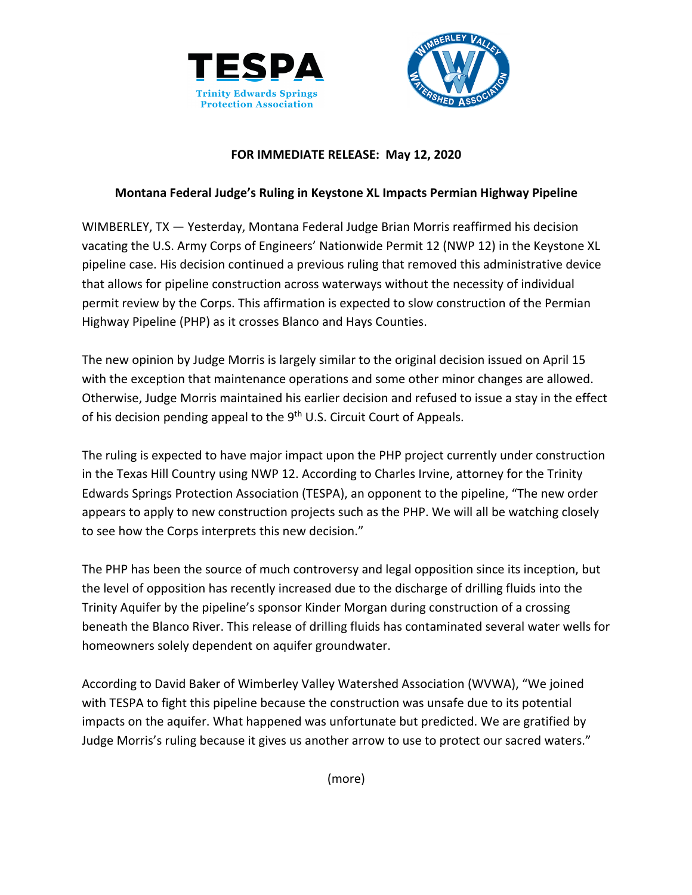TESPA

Trinity Edwards Springs Protection Association

Wimberley Valley Watershed Association

**FOR IMMEDIATE RELEASE: May 12, 2020**

**Montana Federal Judge's Ruling in Keystone XL Impacts Permian Highway Pipeline**

WIMBERLEY, TX — Yesterday, Montana Federal Judge Brian Morris reaffirmed his decision vacating the U.S. Army Corps of Engineers' Nationwide Permit 12 (NWP 12) in the Keystone XL pipeline case. His decision continued a previous ruling that removed this administrative device that allows for pipeline construction across waterways without the necessity of individual permit review by the Corps. This affirmation is expected to slow construction of the Permian Highway Pipeline (PHP) as it crosses Blanco and Hays Counties.

The new opinion by Judge Morris is largely similar to the original decision issued on April 15 with the exception that maintenance operations and some other minor changes are allowed. Otherwise, Judge Morris maintained his earlier decision and refused to issue a stay in the effect of his decision pending appeal to the 9th U.S. Circuit Court of Appeals.

The ruling is expected to have major impact upon the PHP project currently under construction in the Texas Hill Country using NWP 12. According to Charles Irvine, attorney for the Trinity Edwards Springs Protection Association (TESPA), an opponent to the pipeline, "The new order appears to apply to new construction projects such as the PHP. We will all be watching closely to see how the Corps interprets this new decision."

The PHP has been the source of much controversy and legal opposition since its inception, but the level of opposition has recently increased due to the discharge of drilling fluids into the Trinity Aquifer by the pipeline's sponsor Kinder Morgan during construction of a crossing beneath the Blanco River. This release of drilling fluids has contaminated several water wells for homeowners solely dependent on aquifer groundwater.

According to David Baker of Wimberley Valley Watershed Association (WVWA), "We joined with TESPA to fight this pipeline because the construction was unsafe due to its potential impacts on the aquifer. What happened was unfortunate but predicted. We are gratified by Judge Morris's ruling because it gives us another arrow to use to protect our sacred waters."

(more)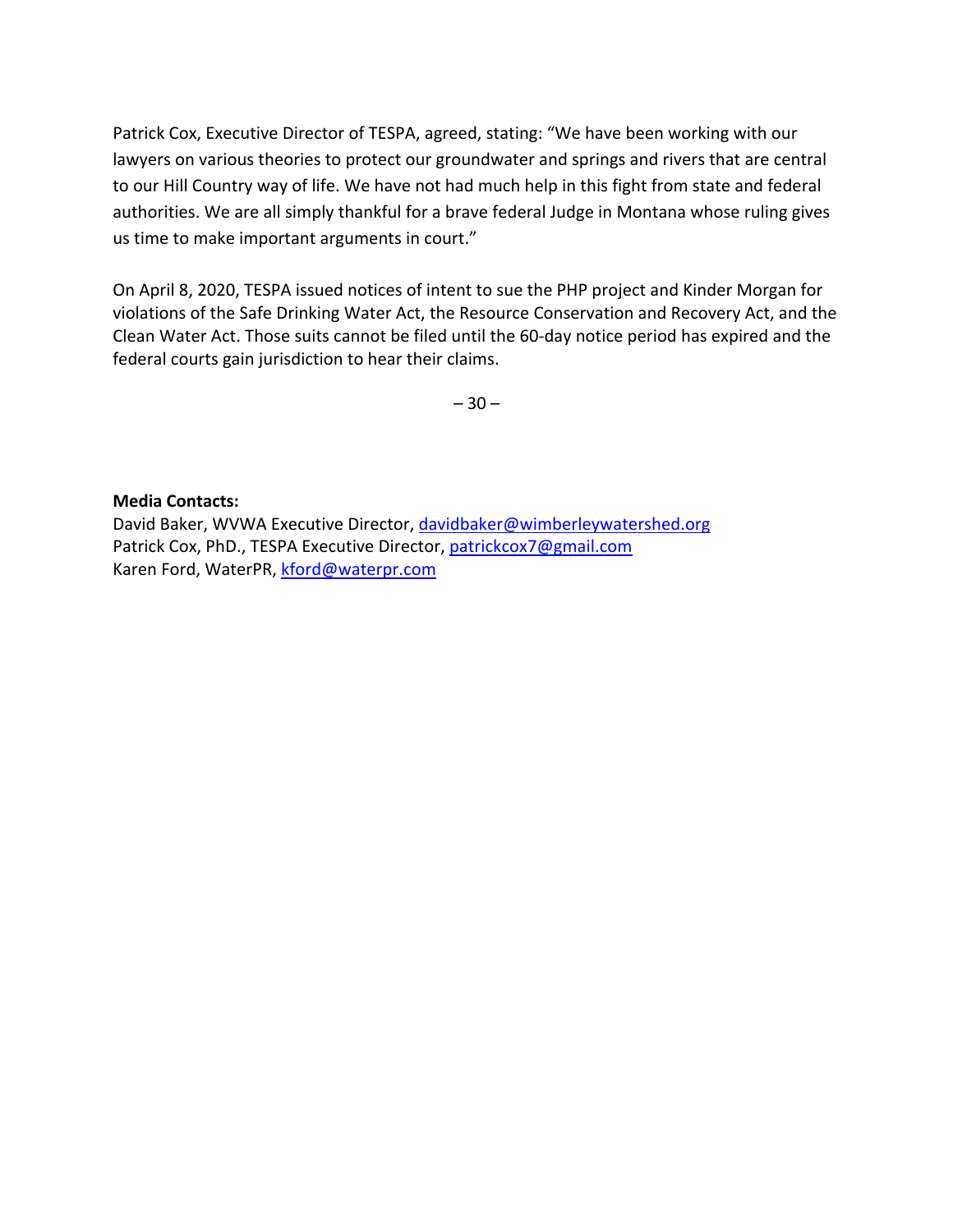Patrick Cox, Executive Director of TESPA, agreed, stating: "We have been working with our lawyers on various theories to protect our groundwater and springs and rivers that are central to our Hill Country way of life. We have not had much help in this fight from state and federal authorities. We are all simply thankful for a brave federal Judge in Montana whose ruling gives us time to make important arguments in court."

On April 8, 2020, TESPA issued notices of intent to sue the PHP project and Kinder Morgan for violations of the Safe Drinking Water Act, the Resource Conservation and Recovery Act, and the Clean Water Act. Those suits cannot be filed until the 60-day notice period has expired and the federal courts gain jurisdiction to hear their claims.

– 30 –

**Media Contacts:**
David Baker, WVWA Executive Director, davidbaker@wimberleywatershed.org
Patrick Cox, PhD., TESPA Executive Director, patrickcox7@gmail.com
Karen Ford, WaterPR, kford@waterpr.com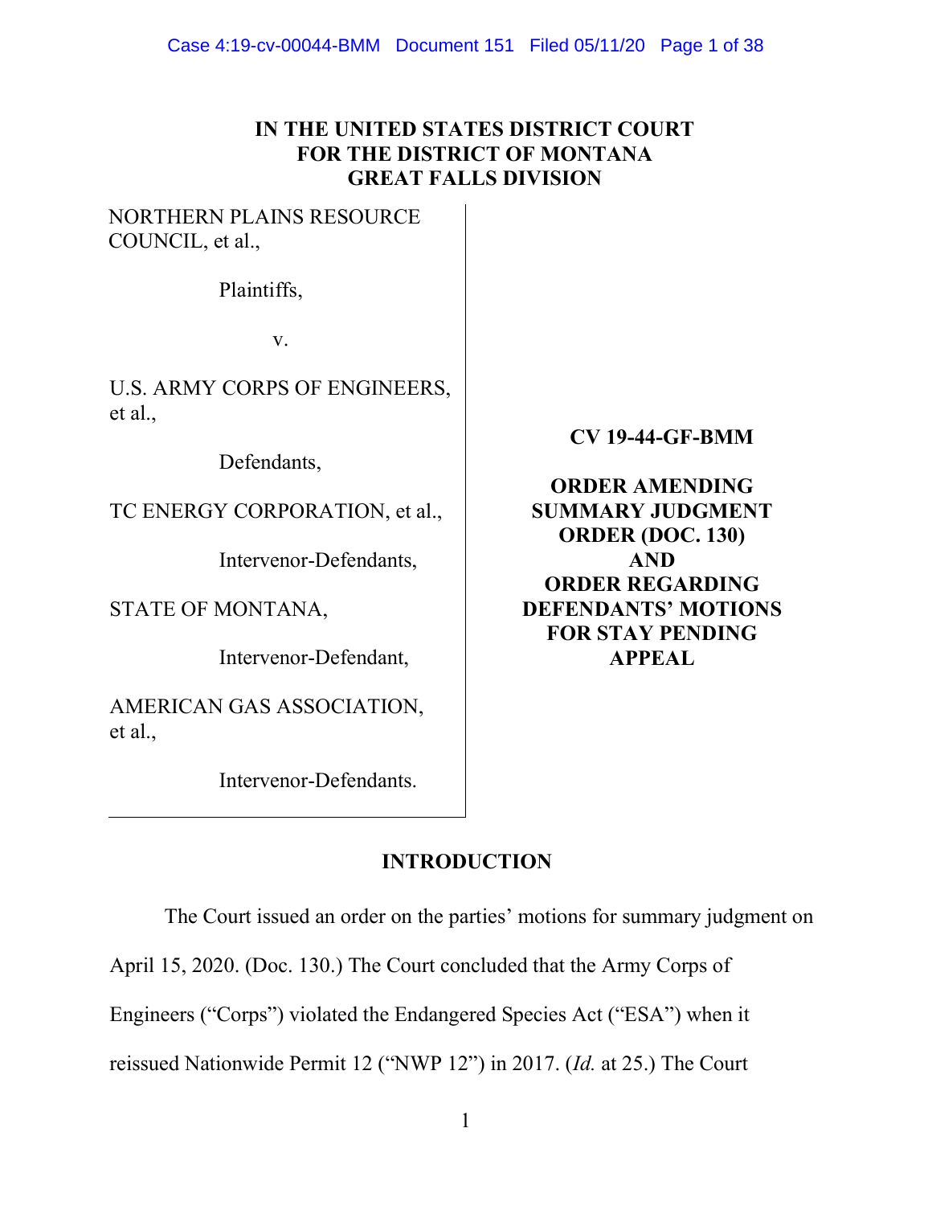**IN THE UNITED STATES DISTRICT COURT**
**FOR THE DISTRICT OF MONTANA**
**GREAT FALLS DIVISION**

| | |
|---|---|
| NORTHERN PLAINS RESOURCE COUNCIL, et al.,<br><br>Plaintiffs,<br><br>v.<br><br>U.S. ARMY CORPS OF ENGINEERS, et al.,<br><br>Defendants,<br><br>TC ENERGY CORPORATION, et al.,<br><br>Intervenor-Defendants,<br><br>STATE OF MONTANA,<br><br>Intervenor-Defendant,<br><br>AMERICAN GAS ASSOCIATION, et al.,<br><br>Intervenor-Defendants. | **CV 19-44-GF-BMM**<br><br>**ORDER AMENDING SUMMARY JUDGMENT ORDER (DOC. 130) AND ORDER REGARDING DEFENDANTS' MOTIONS FOR STAY PENDING APPEAL** |

## INTRODUCTION

The Court issued an order on the parties' motions for summary judgment on April 15, 2020. (Doc. 130.) The Court concluded that the Army Corps of Engineers ("Corps") violated the Endangered Species Act ("ESA") when it reissued Nationwide Permit 12 ("NWP 12") in 2017. (*Id.* at 25.) The Court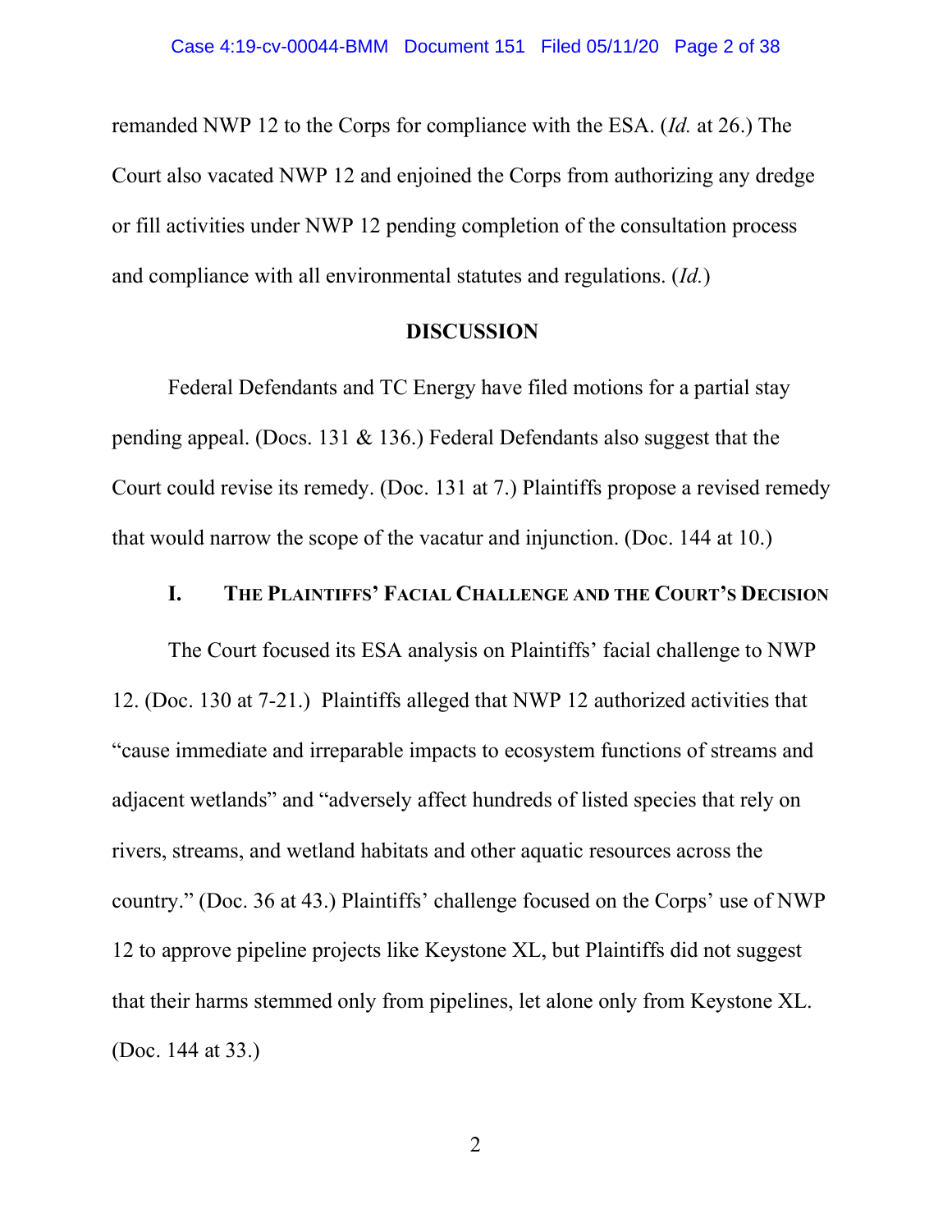remanded NWP 12 to the Corps for compliance with the ESA. (*Id.* at 26.) The Court also vacated NWP 12 and enjoined the Corps from authorizing any dredge or fill activities under NWP 12 pending completion of the consultation process and compliance with all environmental statutes and regulations. (*Id.*)

## DISCUSSION

Federal Defendants and TC Energy have filed motions for a partial stay pending appeal. (Docs. 131 & 136.) Federal Defendants also suggest that the Court could revise its remedy. (Doc. 131 at 7.) Plaintiffs propose a revised remedy that would narrow the scope of the vacatur and injunction. (Doc. 144 at 10.)

### I. THE PLAINTIFFS' FACIAL CHALLENGE AND THE COURT'S DECISION

The Court focused its ESA analysis on Plaintiffs' facial challenge to NWP 12. (Doc. 130 at 7-21.) Plaintiffs alleged that NWP 12 authorized activities that "cause immediate and irreparable impacts to ecosystem functions of streams and adjacent wetlands" and "adversely affect hundreds of listed species that rely on rivers, streams, and wetland habitats and other aquatic resources across the country." (Doc. 36 at 43.) Plaintiffs' challenge focused on the Corps' use of NWP 12 to approve pipeline projects like Keystone XL, but Plaintiffs did not suggest that their harms stemmed only from pipelines, let alone only from Keystone XL. (Doc. 144 at 33.)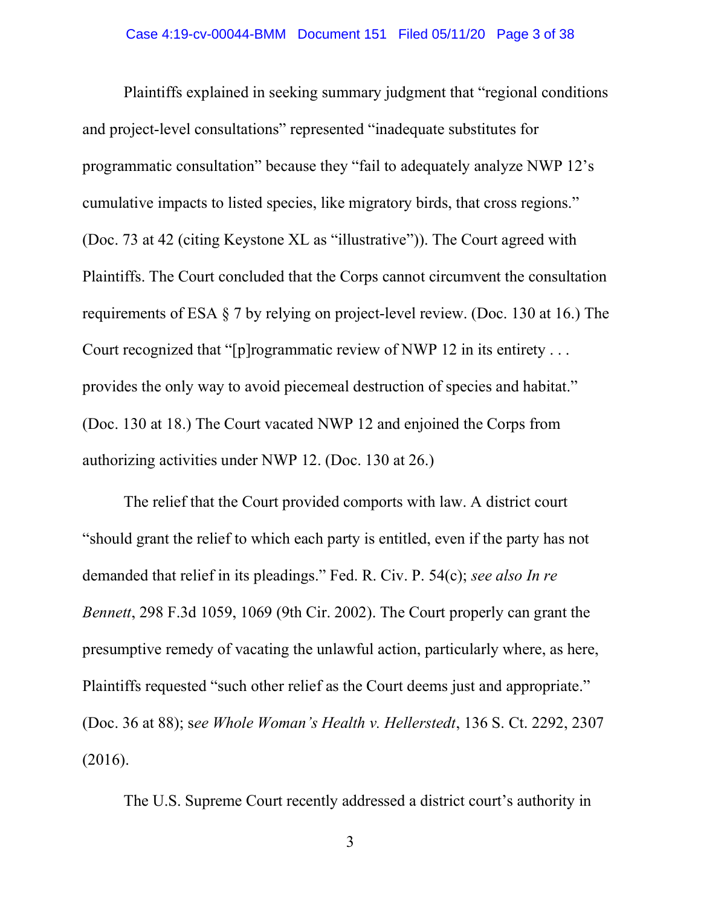Plaintiffs explained in seeking summary judgment that "regional conditions and project-level consultations" represented "inadequate substitutes for programmatic consultation" because they "fail to adequately analyze NWP 12's cumulative impacts to listed species, like migratory birds, that cross regions." (Doc. 73 at 42 (citing Keystone XL as "illustrative")). The Court agreed with Plaintiffs. The Court concluded that the Corps cannot circumvent the consultation requirements of ESA § 7 by relying on project-level review. (Doc. 130 at 16.) The Court recognized that "[p]rogrammatic review of NWP 12 in its entirety . . . provides the only way to avoid piecemeal destruction of species and habitat." (Doc. 130 at 18.) The Court vacated NWP 12 and enjoined the Corps from authorizing activities under NWP 12. (Doc. 130 at 26.)

The relief that the Court provided comports with law. A district court "should grant the relief to which each party is entitled, even if the party has not demanded that relief in its pleadings." Fed. R. Civ. P. 54(c); *see also In re Bennett*, 298 F.3d 1059, 1069 (9th Cir. 2002). The Court properly can grant the presumptive remedy of vacating the unlawful action, particularly where, as here, Plaintiffs requested "such other relief as the Court deems just and appropriate." (Doc. 36 at 88); s*ee Whole Woman's Health v. Hellerstedt*, 136 S. Ct. 2292, 2307 (2016).

The U.S. Supreme Court recently addressed a district court's authority in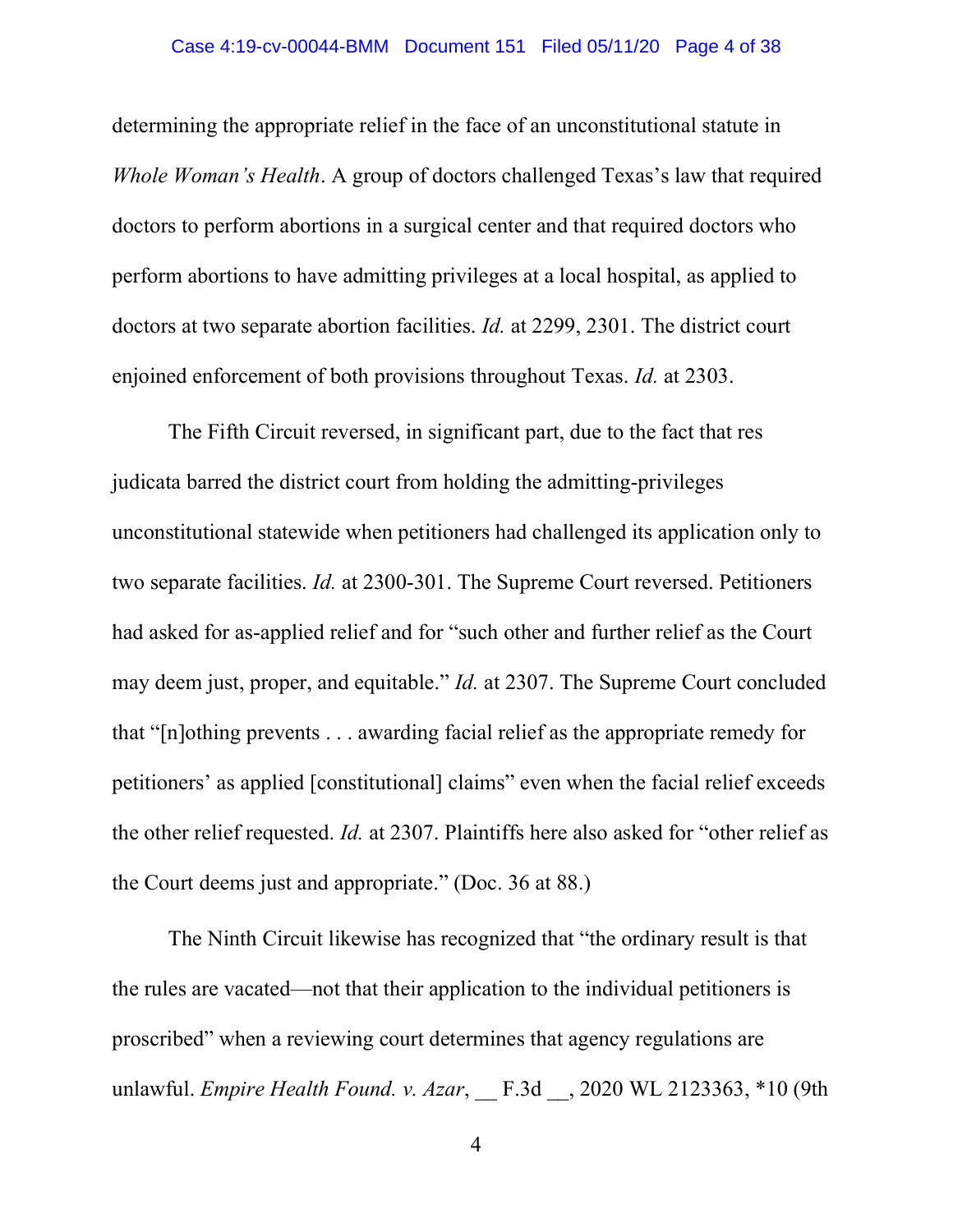determining the appropriate relief in the face of an unconstitutional statute in *Whole Woman's Health*. A group of doctors challenged Texas's law that required doctors to perform abortions in a surgical center and that required doctors who perform abortions to have admitting privileges at a local hospital, as applied to doctors at two separate abortion facilities. *Id.* at 2299, 2301. The district court enjoined enforcement of both provisions throughout Texas. *Id.* at 2303.

The Fifth Circuit reversed, in significant part, due to the fact that res judicata barred the district court from holding the admitting-privileges unconstitutional statewide when petitioners had challenged its application only to two separate facilities. *Id.* at 2300-301. The Supreme Court reversed. Petitioners had asked for as-applied relief and for "such other and further relief as the Court may deem just, proper, and equitable." *Id.* at 2307. The Supreme Court concluded that "[n]othing prevents . . . awarding facial relief as the appropriate remedy for petitioners' as applied [constitutional] claims" even when the facial relief exceeds the other relief requested. *Id.* at 2307. Plaintiffs here also asked for "other relief as the Court deems just and appropriate." (Doc. 36 at 88.)

The Ninth Circuit likewise has recognized that "the ordinary result is that the rules are vacated—not that their application to the individual petitioners is proscribed" when a reviewing court determines that agency regulations are unlawful. *Empire Health Found. v. Azar*, __ F.3d __, 2020 WL 2123363, *10 (9th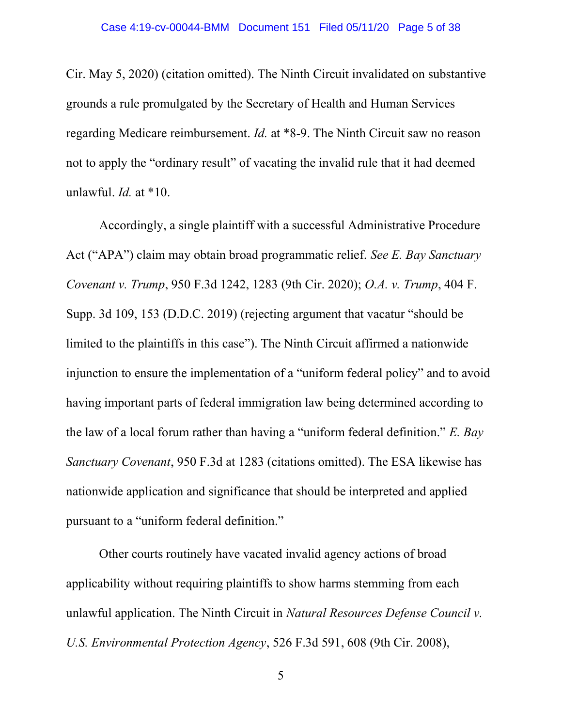Cir. May 5, 2020) (citation omitted). The Ninth Circuit invalidated on substantive grounds a rule promulgated by the Secretary of Health and Human Services regarding Medicare reimbursement. *Id.* at *8-9. The Ninth Circuit saw no reason not to apply the "ordinary result" of vacating the invalid rule that it had deemed unlawful. *Id.* at *10.

Accordingly, a single plaintiff with a successful Administrative Procedure Act ("APA") claim may obtain broad programmatic relief. *See E. Bay Sanctuary Covenant v. Trump*, 950 F.3d 1242, 1283 (9th Cir. 2020); *O.A. v. Trump*, 404 F. Supp. 3d 109, 153 (D.D.C. 2019) (rejecting argument that vacatur "should be limited to the plaintiffs in this case"). The Ninth Circuit affirmed a nationwide injunction to ensure the implementation of a "uniform federal policy" and to avoid having important parts of federal immigration law being determined according to the law of a local forum rather than having a "uniform federal definition." *E. Bay Sanctuary Covenant*, 950 F.3d at 1283 (citations omitted). The ESA likewise has nationwide application and significance that should be interpreted and applied pursuant to a "uniform federal definition."

Other courts routinely have vacated invalid agency actions of broad applicability without requiring plaintiffs to show harms stemming from each unlawful application. The Ninth Circuit in *Natural Resources Defense Council v. U.S. Environmental Protection Agency*, 526 F.3d 591, 608 (9th Cir. 2008),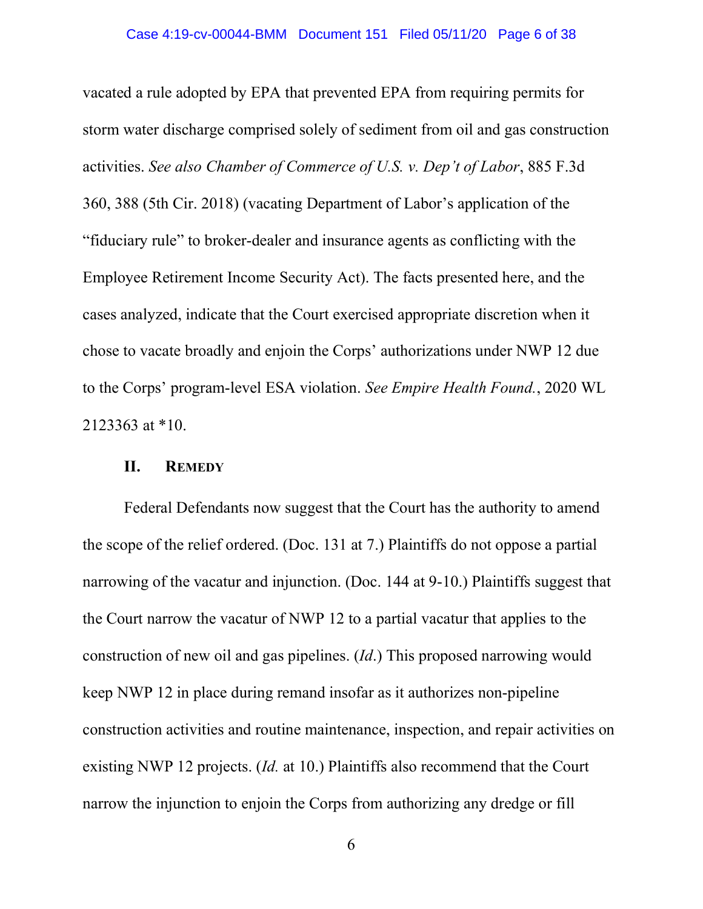vacated a rule adopted by EPA that prevented EPA from requiring permits for storm water discharge comprised solely of sediment from oil and gas construction activities. *See also Chamber of Commerce of U.S. v. Dep't of Labor*, 885 F.3d 360, 388 (5th Cir. 2018) (vacating Department of Labor's application of the "fiduciary rule" to broker-dealer and insurance agents as conflicting with the Employee Retirement Income Security Act). The facts presented here, and the cases analyzed, indicate that the Court exercised appropriate discretion when it chose to vacate broadly and enjoin the Corps' authorizations under NWP 12 due to the Corps' program-level ESA violation. *See Empire Health Found.*, 2020 WL 2123363 at *10.

## II. REMEDY

Federal Defendants now suggest that the Court has the authority to amend the scope of the relief ordered. (Doc. 131 at 7.) Plaintiffs do not oppose a partial narrowing of the vacatur and injunction. (Doc. 144 at 9-10.) Plaintiffs suggest that the Court narrow the vacatur of NWP 12 to a partial vacatur that applies to the construction of new oil and gas pipelines. (*Id*.) This proposed narrowing would keep NWP 12 in place during remand insofar as it authorizes non-pipeline construction activities and routine maintenance, inspection, and repair activities on existing NWP 12 projects. (*Id.* at 10.) Plaintiffs also recommend that the Court narrow the injunction to enjoin the Corps from authorizing any dredge or fill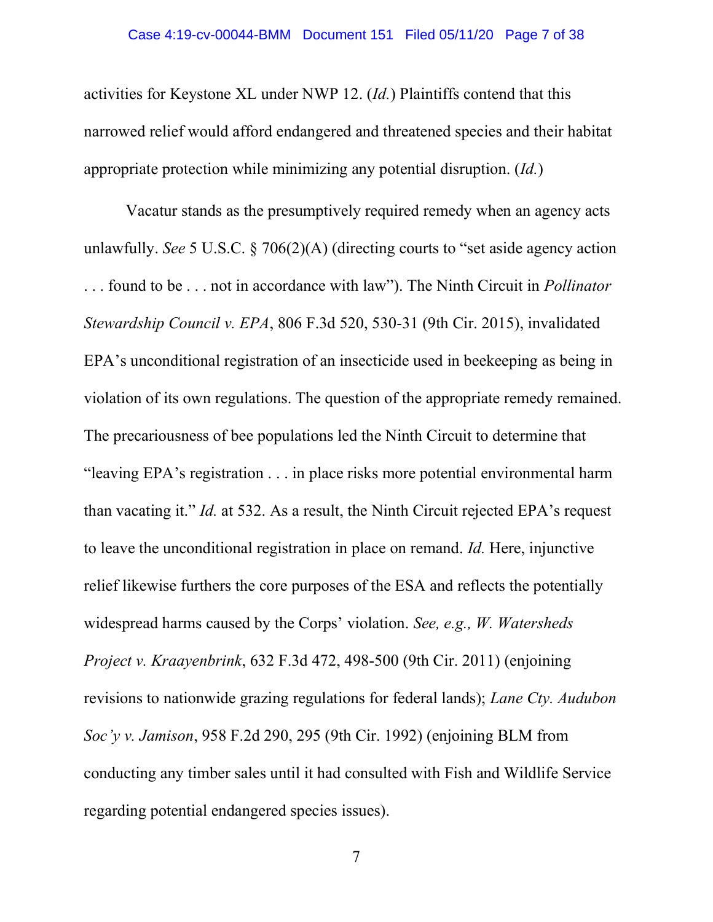activities for Keystone XL under NWP 12. (*Id.*) Plaintiffs contend that this narrowed relief would afford endangered and threatened species and their habitat appropriate protection while minimizing any potential disruption. (*Id.*)

Vacatur stands as the presumptively required remedy when an agency acts unlawfully. *See* 5 U.S.C. § 706(2)(A) (directing courts to "set aside agency action . . . found to be . . . not in accordance with law"). The Ninth Circuit in *Pollinator Stewardship Council v. EPA*, 806 F.3d 520, 530-31 (9th Cir. 2015), invalidated EPA's unconditional registration of an insecticide used in beekeeping as being in violation of its own regulations. The question of the appropriate remedy remained. The precariousness of bee populations led the Ninth Circuit to determine that "leaving EPA's registration . . . in place risks more potential environmental harm than vacating it." *Id.* at 532. As a result, the Ninth Circuit rejected EPA's request to leave the unconditional registration in place on remand. *Id.* Here, injunctive relief likewise furthers the core purposes of the ESA and reflects the potentially widespread harms caused by the Corps' violation. *See, e.g., W. Watersheds Project v. Kraayenbrink*, 632 F.3d 472, 498-500 (9th Cir. 2011) (enjoining revisions to nationwide grazing regulations for federal lands); *Lane Cty. Audubon Soc'y v. Jamison*, 958 F.2d 290, 295 (9th Cir. 1992) (enjoining BLM from conducting any timber sales until it had consulted with Fish and Wildlife Service regarding potential endangered species issues).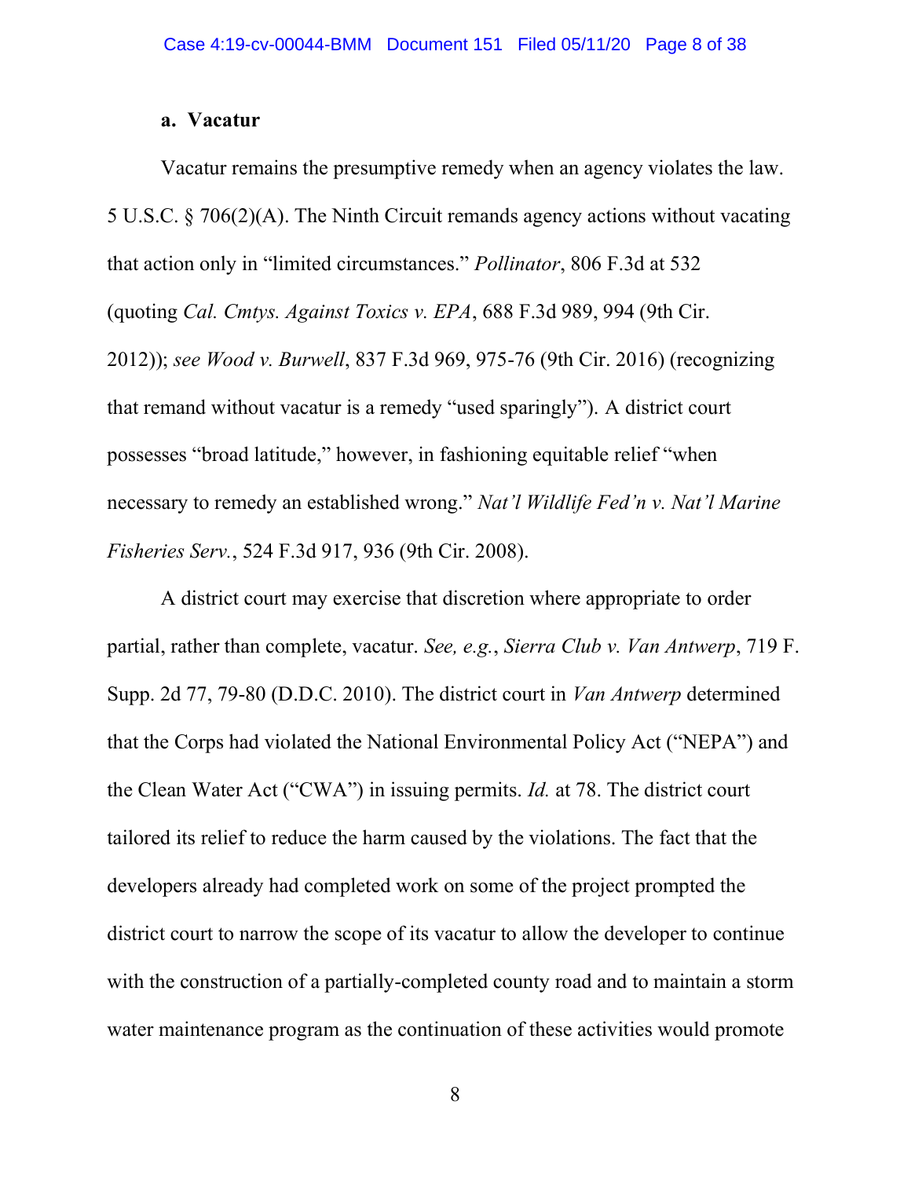#### a. Vacatur

Vacatur remains the presumptive remedy when an agency violates the law. 5 U.S.C. § 706(2)(A). The Ninth Circuit remands agency actions without vacating that action only in "limited circumstances." *Pollinator*, 806 F.3d at 532 (quoting *Cal. Cmtys. Against Toxics v. EPA*, 688 F.3d 989, 994 (9th Cir. 2012)); *see Wood v. Burwell*, 837 F.3d 969, 975-76 (9th Cir. 2016) (recognizing that remand without vacatur is a remedy "used sparingly"). A district court possesses "broad latitude," however, in fashioning equitable relief "when necessary to remedy an established wrong." *Nat'l Wildlife Fed'n v. Nat'l Marine Fisheries Serv.*, 524 F.3d 917, 936 (9th Cir. 2008).

A district court may exercise that discretion where appropriate to order partial, rather than complete, vacatur. *See, e.g.*, *Sierra Club v. Van Antwerp*, 719 F. Supp. 2d 77, 79-80 (D.D.C. 2010). The district court in *Van Antwerp* determined that the Corps had violated the National Environmental Policy Act ("NEPA") and the Clean Water Act ("CWA") in issuing permits. *Id.* at 78. The district court tailored its relief to reduce the harm caused by the violations. The fact that the developers already had completed work on some of the project prompted the district court to narrow the scope of its vacatur to allow the developer to continue with the construction of a partially-completed county road and to maintain a storm water maintenance program as the continuation of these activities would promote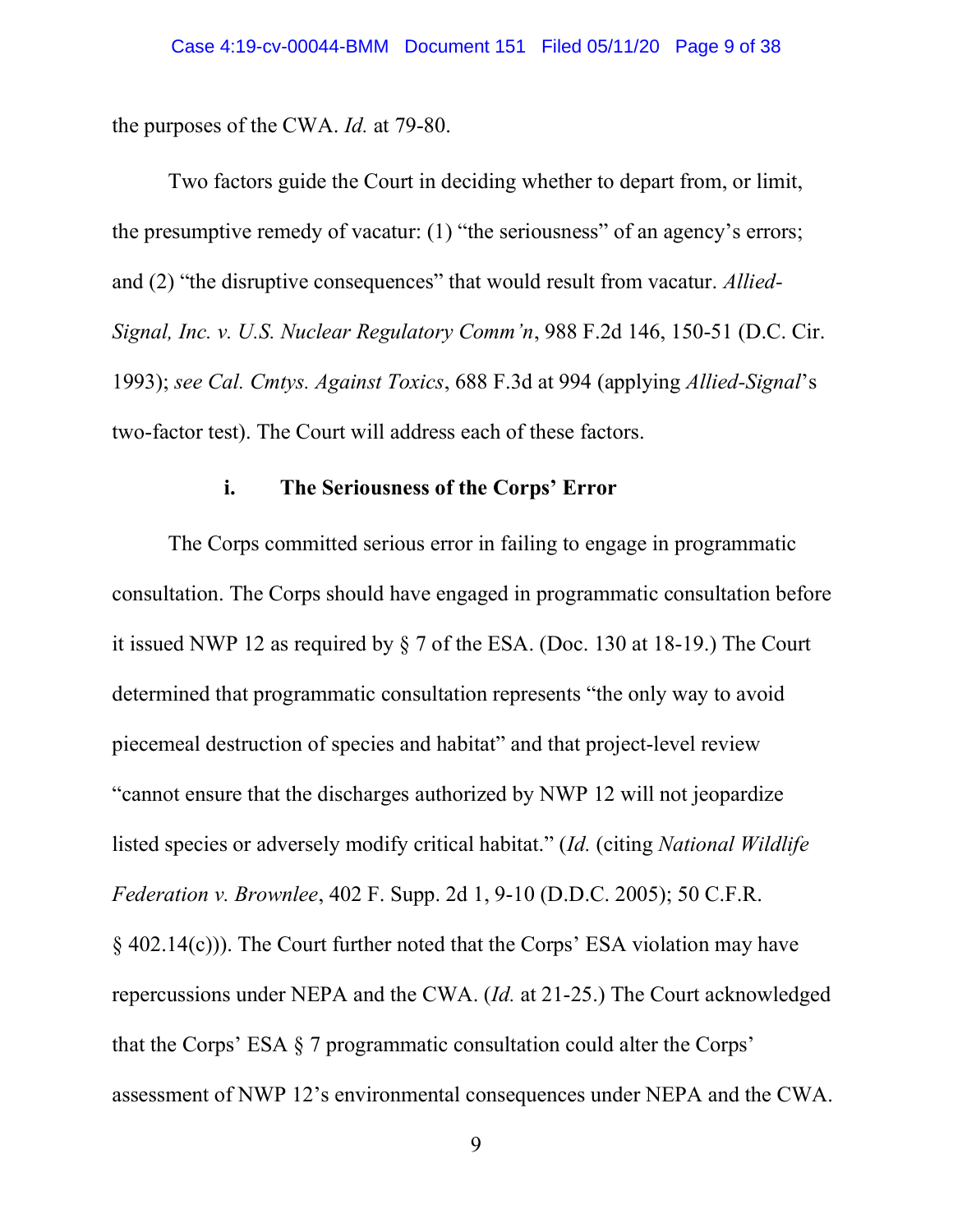the purposes of the CWA. *Id.* at 79-80.

Two factors guide the Court in deciding whether to depart from, or limit, the presumptive remedy of vacatur: (1) "the seriousness" of an agency's errors; and (2) "the disruptive consequences" that would result from vacatur. *Allied-Signal, Inc. v. U.S. Nuclear Regulatory Comm'n*, 988 F.2d 146, 150-51 (D.C. Cir. 1993); *see Cal. Cmtys. Against Toxics*, 688 F.3d at 994 (applying *Allied-Signal*'s two-factor test). The Court will address each of these factors.

### i. The Seriousness of the Corps' Error

The Corps committed serious error in failing to engage in programmatic consultation. The Corps should have engaged in programmatic consultation before it issued NWP 12 as required by § 7 of the ESA. (Doc. 130 at 18-19.) The Court determined that programmatic consultation represents "the only way to avoid piecemeal destruction of species and habitat" and that project-level review "cannot ensure that the discharges authorized by NWP 12 will not jeopardize listed species or adversely modify critical habitat." (*Id.* (citing *National Wildlife Federation v. Brownlee*, 402 F. Supp. 2d 1, 9-10 (D.D.C. 2005); 50 C.F.R. § 402.14(c))). The Court further noted that the Corps' ESA violation may have repercussions under NEPA and the CWA. (*Id.* at 21-25.) The Court acknowledged that the Corps' ESA § 7 programmatic consultation could alter the Corps' assessment of NWP 12's environmental consequences under NEPA and the CWA.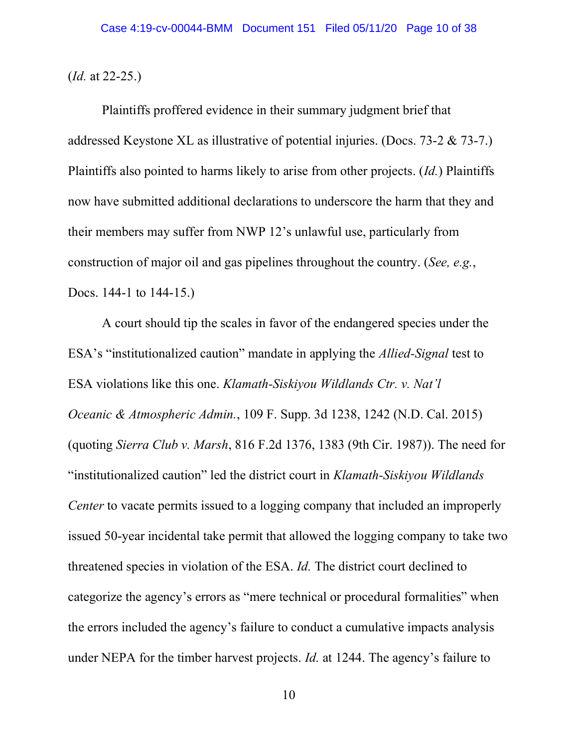(*Id.* at 22-25.)

Plaintiffs proffered evidence in their summary judgment brief that addressed Keystone XL as illustrative of potential injuries. (Docs. 73-2 & 73-7.) Plaintiffs also pointed to harms likely to arise from other projects. (*Id.*) Plaintiffs now have submitted additional declarations to underscore the harm that they and their members may suffer from NWP 12's unlawful use, particularly from construction of major oil and gas pipelines throughout the country. (*See, e.g.*, Docs. 144-1 to 144-15.)

A court should tip the scales in favor of the endangered species under the ESA's "institutionalized caution" mandate in applying the *Allied-Signal* test to ESA violations like this one. *Klamath-Siskiyou Wildlands Ctr. v. Nat'l Oceanic & Atmospheric Admin.*, 109 F. Supp. 3d 1238, 1242 (N.D. Cal. 2015) (quoting *Sierra Club v. Marsh*, 816 F.2d 1376, 1383 (9th Cir. 1987)). The need for "institutionalized caution" led the district court in *Klamath-Siskiyou Wildlands Center* to vacate permits issued to a logging company that included an improperly issued 50-year incidental take permit that allowed the logging company to take two threatened species in violation of the ESA. *Id.* The district court declined to categorize the agency's errors as "mere technical or procedural formalities" when the errors included the agency's failure to conduct a cumulative impacts analysis under NEPA for the timber harvest projects. *Id.* at 1244. The agency's failure to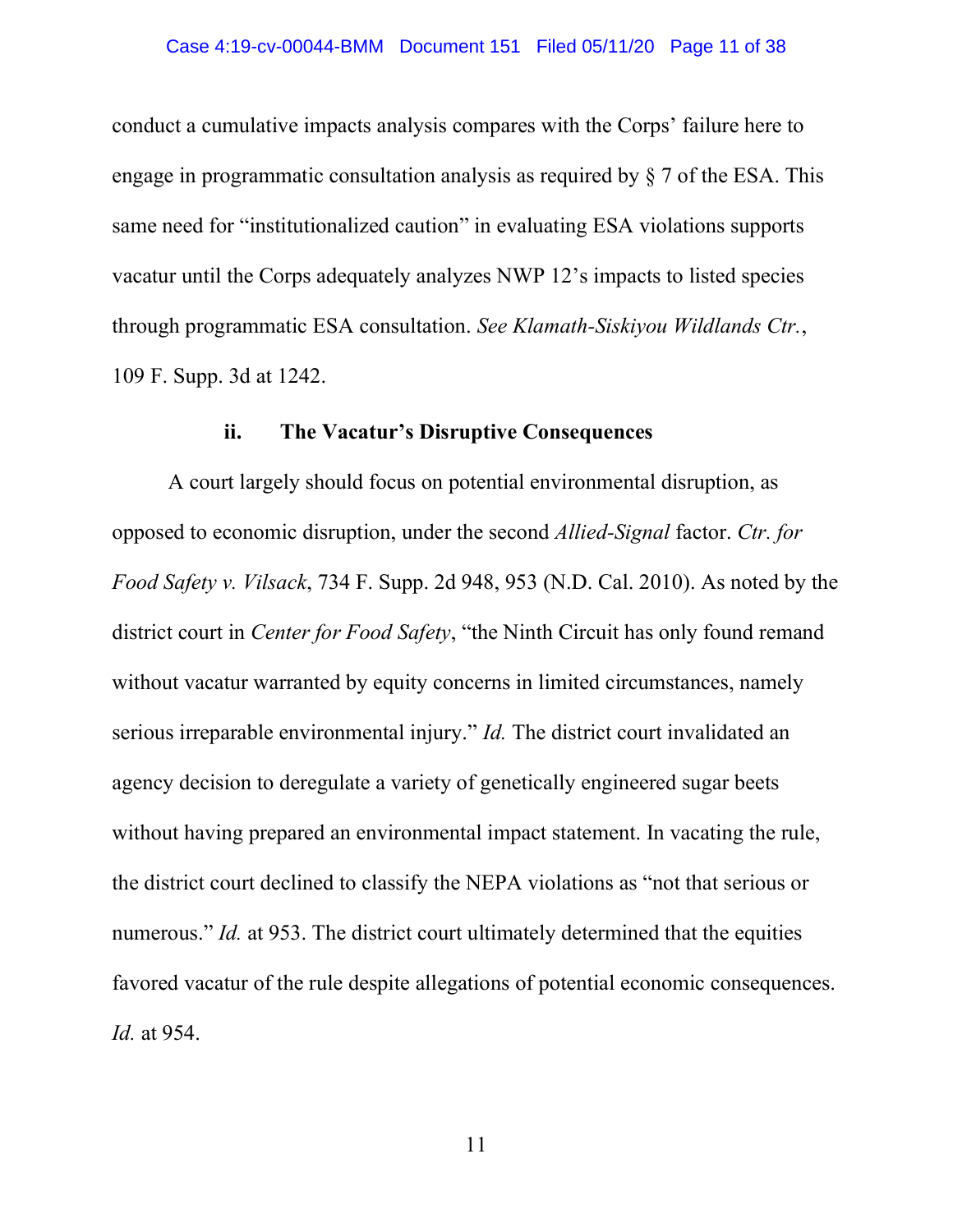conduct a cumulative impacts analysis compares with the Corps' failure here to engage in programmatic consultation analysis as required by § 7 of the ESA. This same need for "institutionalized caution" in evaluating ESA violations supports vacatur until the Corps adequately analyzes NWP 12's impacts to listed species through programmatic ESA consultation. *See Klamath-Siskiyou Wildlands Ctr.*, 109 F. Supp. 3d at 1242.

### ii. The Vacatur's Disruptive Consequences

A court largely should focus on potential environmental disruption, as opposed to economic disruption, under the second *Allied-Signal* factor. *Ctr. for Food Safety v. Vilsack*, 734 F. Supp. 2d 948, 953 (N.D. Cal. 2010). As noted by the district court in *Center for Food Safety*, "the Ninth Circuit has only found remand without vacatur warranted by equity concerns in limited circumstances, namely serious irreparable environmental injury." *Id.* The district court invalidated an agency decision to deregulate a variety of genetically engineered sugar beets without having prepared an environmental impact statement. In vacating the rule, the district court declined to classify the NEPA violations as "not that serious or numerous." *Id.* at 953. The district court ultimately determined that the equities favored vacatur of the rule despite allegations of potential economic consequences. *Id.* at 954.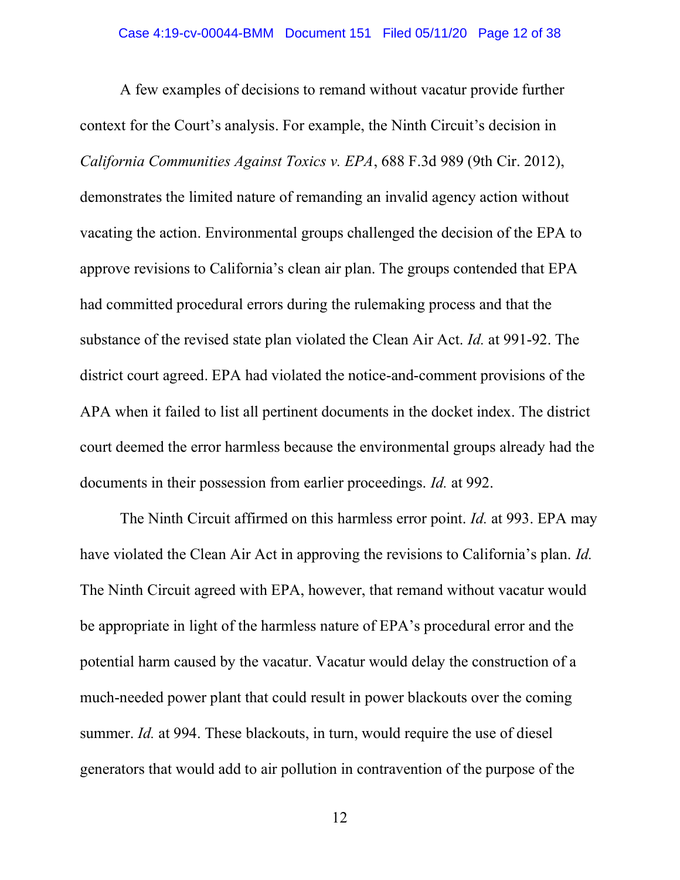A few examples of decisions to remand without vacatur provide further context for the Court's analysis. For example, the Ninth Circuit's decision in *California Communities Against Toxics v. EPA*, 688 F.3d 989 (9th Cir. 2012), demonstrates the limited nature of remanding an invalid agency action without vacating the action. Environmental groups challenged the decision of the EPA to approve revisions to California's clean air plan. The groups contended that EPA had committed procedural errors during the rulemaking process and that the substance of the revised state plan violated the Clean Air Act. *Id.* at 991-92. The district court agreed. EPA had violated the notice-and-comment provisions of the APA when it failed to list all pertinent documents in the docket index. The district court deemed the error harmless because the environmental groups already had the documents in their possession from earlier proceedings. *Id.* at 992.

The Ninth Circuit affirmed on this harmless error point. *Id.* at 993. EPA may have violated the Clean Air Act in approving the revisions to California's plan. *Id.* The Ninth Circuit agreed with EPA, however, that remand without vacatur would be appropriate in light of the harmless nature of EPA's procedural error and the potential harm caused by the vacatur. Vacatur would delay the construction of a much-needed power plant that could result in power blackouts over the coming summer. *Id.* at 994. These blackouts, in turn, would require the use of diesel generators that would add to air pollution in contravention of the purpose of the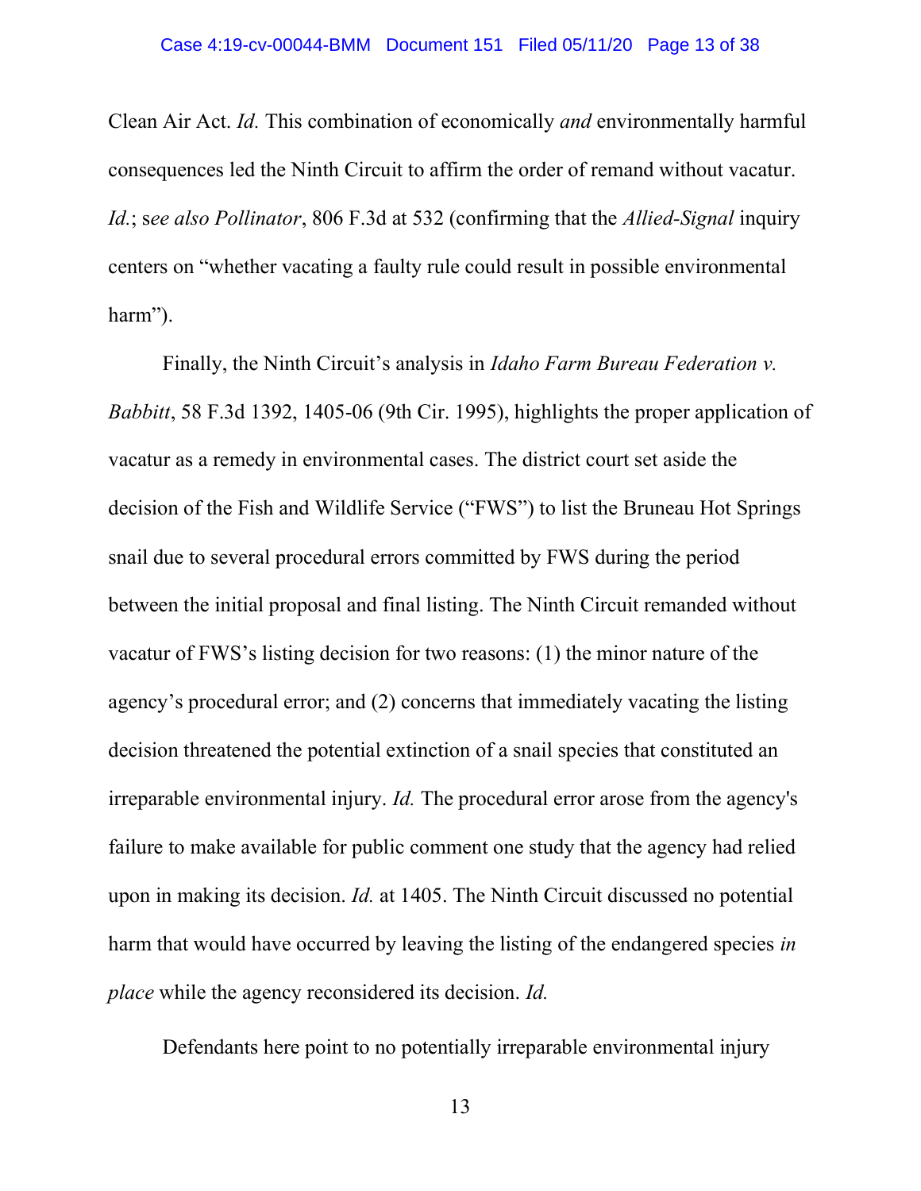Clean Air Act. *Id.* This combination of economically *and* environmentally harmful consequences led the Ninth Circuit to affirm the order of remand without vacatur. *Id.*; s*ee also Pollinator*, 806 F.3d at 532 (confirming that the *Allied-Signal* inquiry centers on "whether vacating a faulty rule could result in possible environmental harm").

Finally, the Ninth Circuit's analysis in *Idaho Farm Bureau Federation v. Babbitt*, 58 F.3d 1392, 1405-06 (9th Cir. 1995), highlights the proper application of vacatur as a remedy in environmental cases. The district court set aside the decision of the Fish and Wildlife Service ("FWS") to list the Bruneau Hot Springs snail due to several procedural errors committed by FWS during the period between the initial proposal and final listing. The Ninth Circuit remanded without vacatur of FWS's listing decision for two reasons: (1) the minor nature of the agency's procedural error; and (2) concerns that immediately vacating the listing decision threatened the potential extinction of a snail species that constituted an irreparable environmental injury. *Id.* The procedural error arose from the agency's failure to make available for public comment one study that the agency had relied upon in making its decision. *Id.* at 1405. The Ninth Circuit discussed no potential harm that would have occurred by leaving the listing of the endangered species *in place* while the agency reconsidered its decision. *Id.*

Defendants here point to no potentially irreparable environmental injury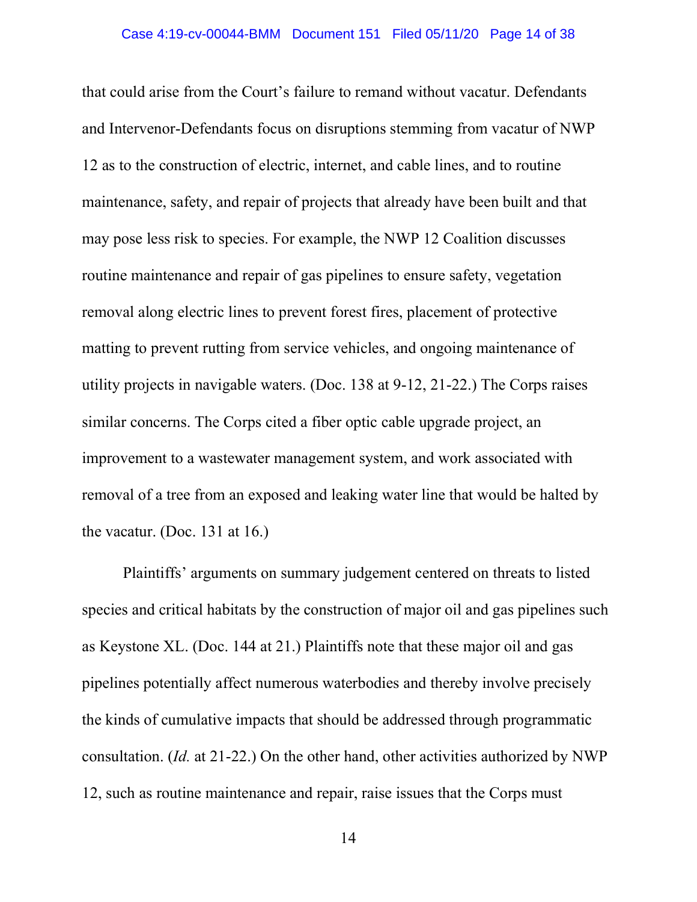that could arise from the Court's failure to remand without vacatur. Defendants and Intervenor-Defendants focus on disruptions stemming from vacatur of NWP 12 as to the construction of electric, internet, and cable lines, and to routine maintenance, safety, and repair of projects that already have been built and that may pose less risk to species. For example, the NWP 12 Coalition discusses routine maintenance and repair of gas pipelines to ensure safety, vegetation removal along electric lines to prevent forest fires, placement of protective matting to prevent rutting from service vehicles, and ongoing maintenance of utility projects in navigable waters. (Doc. 138 at 9-12, 21-22.) The Corps raises similar concerns. The Corps cited a fiber optic cable upgrade project, an improvement to a wastewater management system, and work associated with removal of a tree from an exposed and leaking water line that would be halted by the vacatur. (Doc. 131 at 16.)

Plaintiffs' arguments on summary judgement centered on threats to listed species and critical habitats by the construction of major oil and gas pipelines such as Keystone XL. (Doc. 144 at 21.) Plaintiffs note that these major oil and gas pipelines potentially affect numerous waterbodies and thereby involve precisely the kinds of cumulative impacts that should be addressed through programmatic consultation. (*Id.* at 21-22.) On the other hand, other activities authorized by NWP 12, such as routine maintenance and repair, raise issues that the Corps must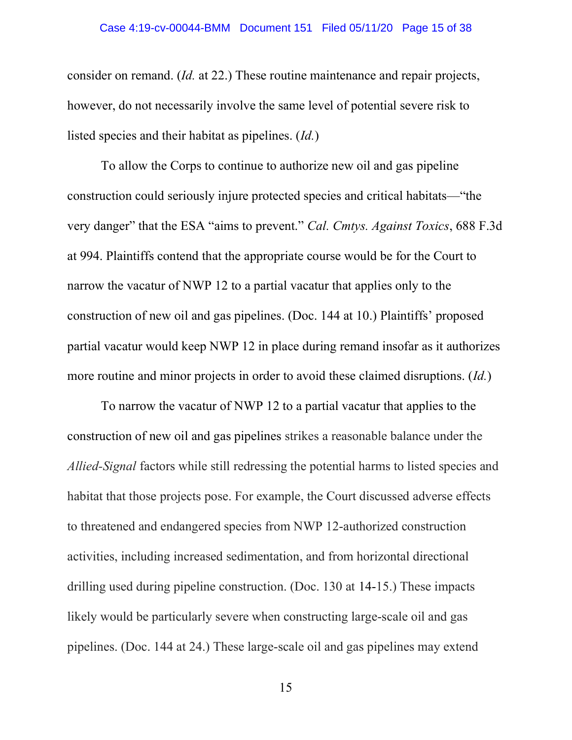consider on remand. (*Id.* at 22.) These routine maintenance and repair projects, however, do not necessarily involve the same level of potential severe risk to listed species and their habitat as pipelines. (*Id.*)

To allow the Corps to continue to authorize new oil and gas pipeline construction could seriously injure protected species and critical habitats—"the very danger" that the ESA "aims to prevent." *Cal. Cmtys. Against Toxics*, 688 F.3d at 994. Plaintiffs contend that the appropriate course would be for the Court to narrow the vacatur of NWP 12 to a partial vacatur that applies only to the construction of new oil and gas pipelines. (Doc. 144 at 10.) Plaintiffs' proposed partial vacatur would keep NWP 12 in place during remand insofar as it authorizes more routine and minor projects in order to avoid these claimed disruptions. (*Id.*)

To narrow the vacatur of NWP 12 to a partial vacatur that applies to the construction of new oil and gas pipelines strikes a reasonable balance under the *Allied-Signal* factors while still redressing the potential harms to listed species and habitat that those projects pose. For example, the Court discussed adverse effects to threatened and endangered species from NWP 12-authorized construction activities, including increased sedimentation, and from horizontal directional drilling used during pipeline construction. (Doc. 130 at 14-15.) These impacts likely would be particularly severe when constructing large-scale oil and gas pipelines. (Doc. 144 at 24.) These large-scale oil and gas pipelines may extend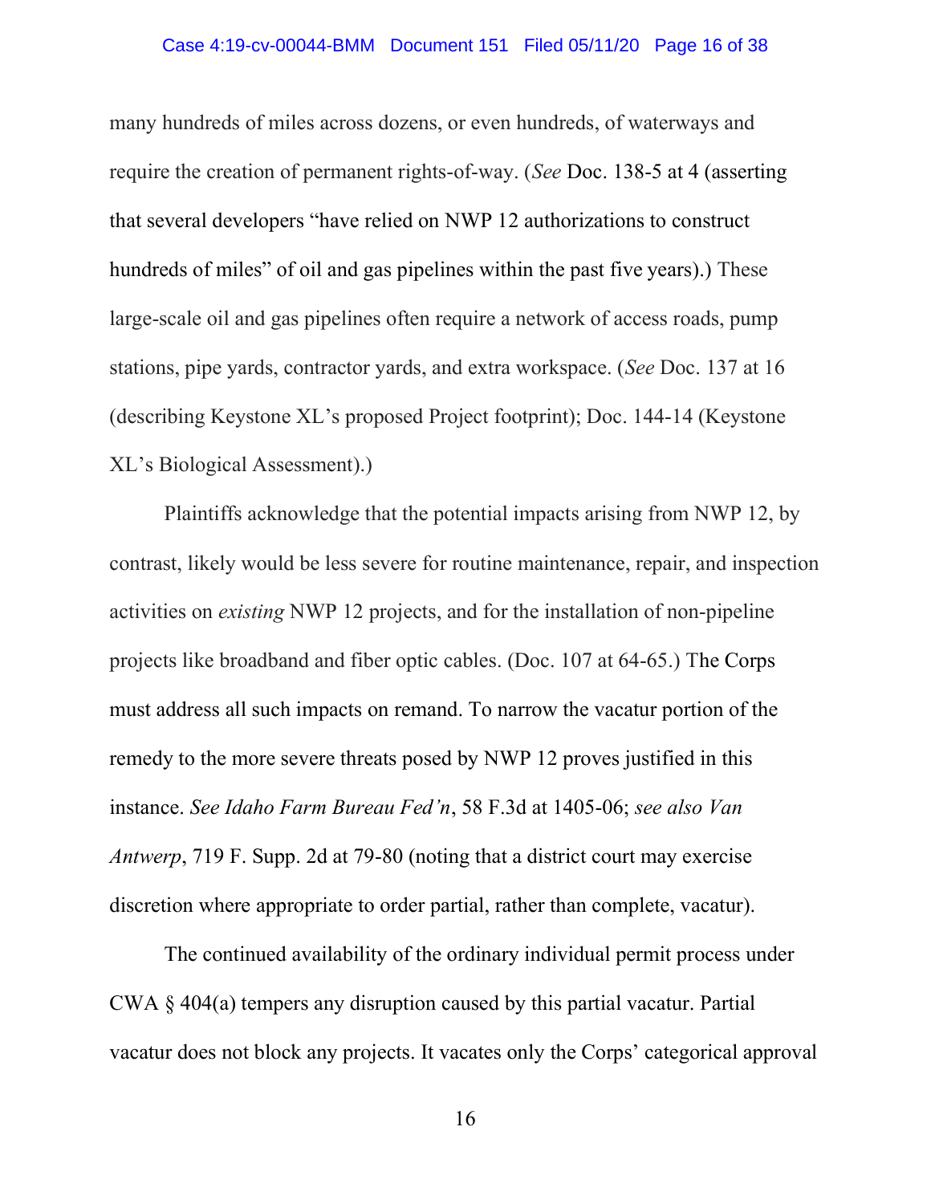many hundreds of miles across dozens, or even hundreds, of waterways and require the creation of permanent rights-of-way. (*See* Doc. 138-5 at 4 (asserting that several developers "have relied on NWP 12 authorizations to construct hundreds of miles" of oil and gas pipelines within the past five years).) These large-scale oil and gas pipelines often require a network of access roads, pump stations, pipe yards, contractor yards, and extra workspace. (*See* Doc. 137 at 16 (describing Keystone XL's proposed Project footprint); Doc. 144-14 (Keystone XL's Biological Assessment).)

Plaintiffs acknowledge that the potential impacts arising from NWP 12, by contrast, likely would be less severe for routine maintenance, repair, and inspection activities on *existing* NWP 12 projects, and for the installation of non-pipeline projects like broadband and fiber optic cables. (Doc. 107 at 64-65.) The Corps must address all such impacts on remand. To narrow the vacatur portion of the remedy to the more severe threats posed by NWP 12 proves justified in this instance. *See Idaho Farm Bureau Fed'n*, 58 F.3d at 1405-06; *see also Van Antwerp*, 719 F. Supp. 2d at 79-80 (noting that a district court may exercise discretion where appropriate to order partial, rather than complete, vacatur).

The continued availability of the ordinary individual permit process under CWA § 404(a) tempers any disruption caused by this partial vacatur. Partial vacatur does not block any projects. It vacates only the Corps' categorical approval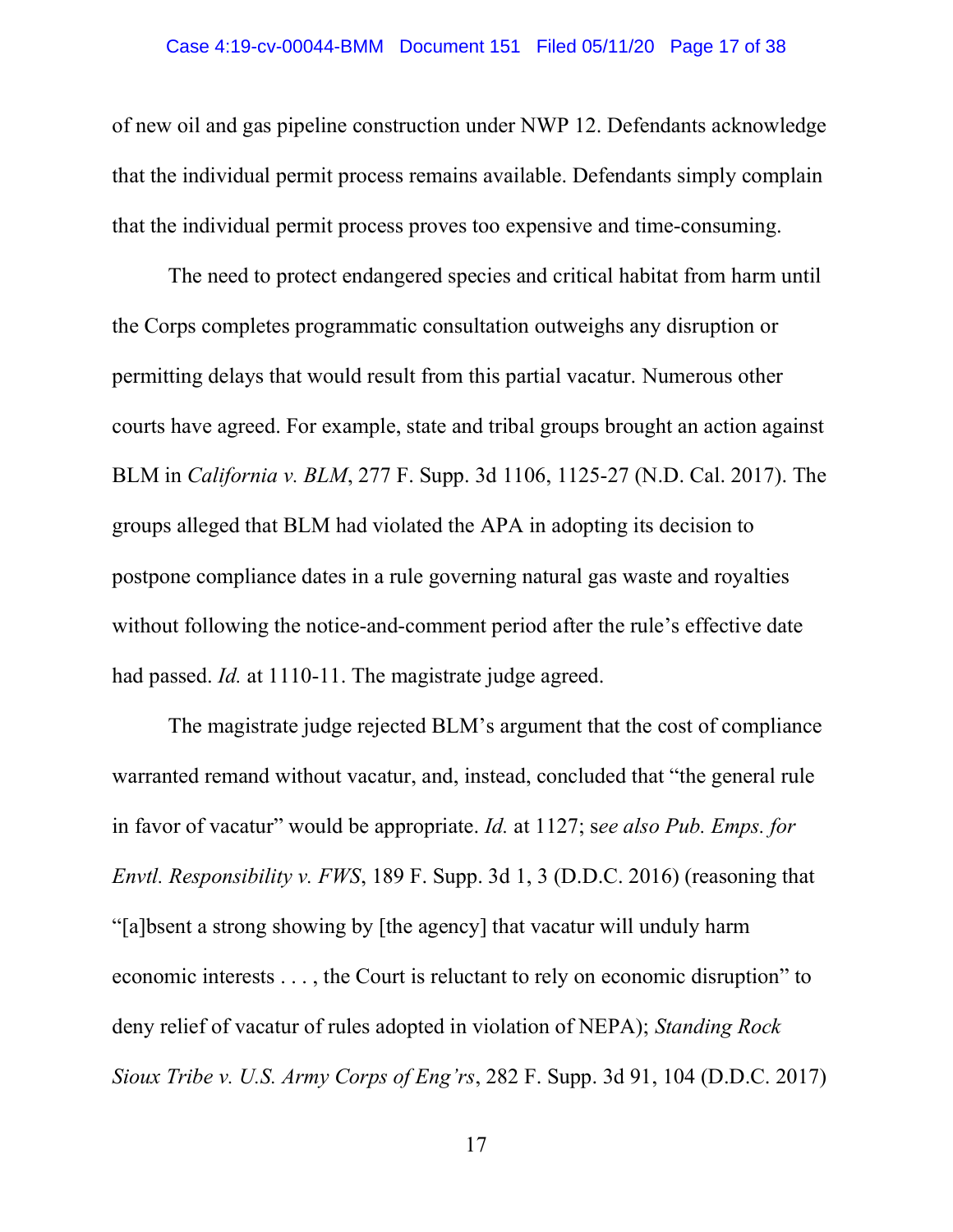of new oil and gas pipeline construction under NWP 12. Defendants acknowledge that the individual permit process remains available. Defendants simply complain that the individual permit process proves too expensive and time-consuming.

The need to protect endangered species and critical habitat from harm until the Corps completes programmatic consultation outweighs any disruption or permitting delays that would result from this partial vacatur. Numerous other courts have agreed. For example, state and tribal groups brought an action against BLM in *California v. BLM*, 277 F. Supp. 3d 1106, 1125-27 (N.D. Cal. 2017). The groups alleged that BLM had violated the APA in adopting its decision to postpone compliance dates in a rule governing natural gas waste and royalties without following the notice-and-comment period after the rule's effective date had passed. *Id.* at 1110-11. The magistrate judge agreed.

The magistrate judge rejected BLM's argument that the cost of compliance warranted remand without vacatur, and, instead, concluded that "the general rule in favor of vacatur" would be appropriate. *Id.* at 1127; s*ee also Pub. Emps. for Envtl. Responsibility v. FWS*, 189 F. Supp. 3d 1, 3 (D.D.C. 2016) (reasoning that "[a]bsent a strong showing by [the agency] that vacatur will unduly harm economic interests . . . , the Court is reluctant to rely on economic disruption" to deny relief of vacatur of rules adopted in violation of NEPA); *Standing Rock Sioux Tribe v. U.S. Army Corps of Eng'rs*, 282 F. Supp. 3d 91, 104 (D.D.C. 2017)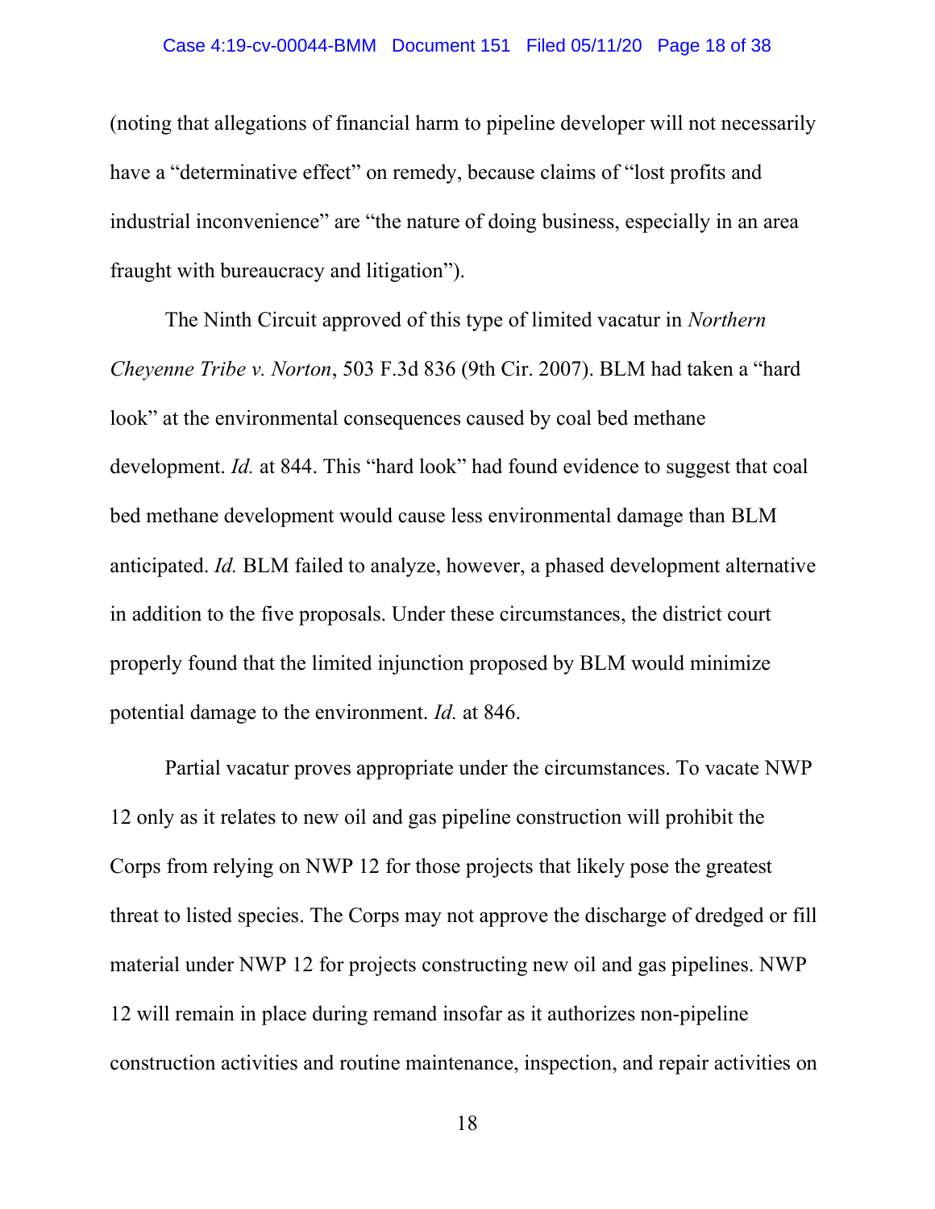(noting that allegations of financial harm to pipeline developer will not necessarily have a "determinative effect" on remedy, because claims of "lost profits and industrial inconvenience" are "the nature of doing business, especially in an area fraught with bureaucracy and litigation").

The Ninth Circuit approved of this type of limited vacatur in *Northern Cheyenne Tribe v. Norton*, 503 F.3d 836 (9th Cir. 2007). BLM had taken a "hard look" at the environmental consequences caused by coal bed methane development. *Id.* at 844. This "hard look" had found evidence to suggest that coal bed methane development would cause less environmental damage than BLM anticipated. *Id.* BLM failed to analyze, however, a phased development alternative in addition to the five proposals. Under these circumstances, the district court properly found that the limited injunction proposed by BLM would minimize potential damage to the environment. *Id.* at 846.

Partial vacatur proves appropriate under the circumstances. To vacate NWP 12 only as it relates to new oil and gas pipeline construction will prohibit the Corps from relying on NWP 12 for those projects that likely pose the greatest threat to listed species. The Corps may not approve the discharge of dredged or fill material under NWP 12 for projects constructing new oil and gas pipelines. NWP 12 will remain in place during remand insofar as it authorizes non-pipeline construction activities and routine maintenance, inspection, and repair activities on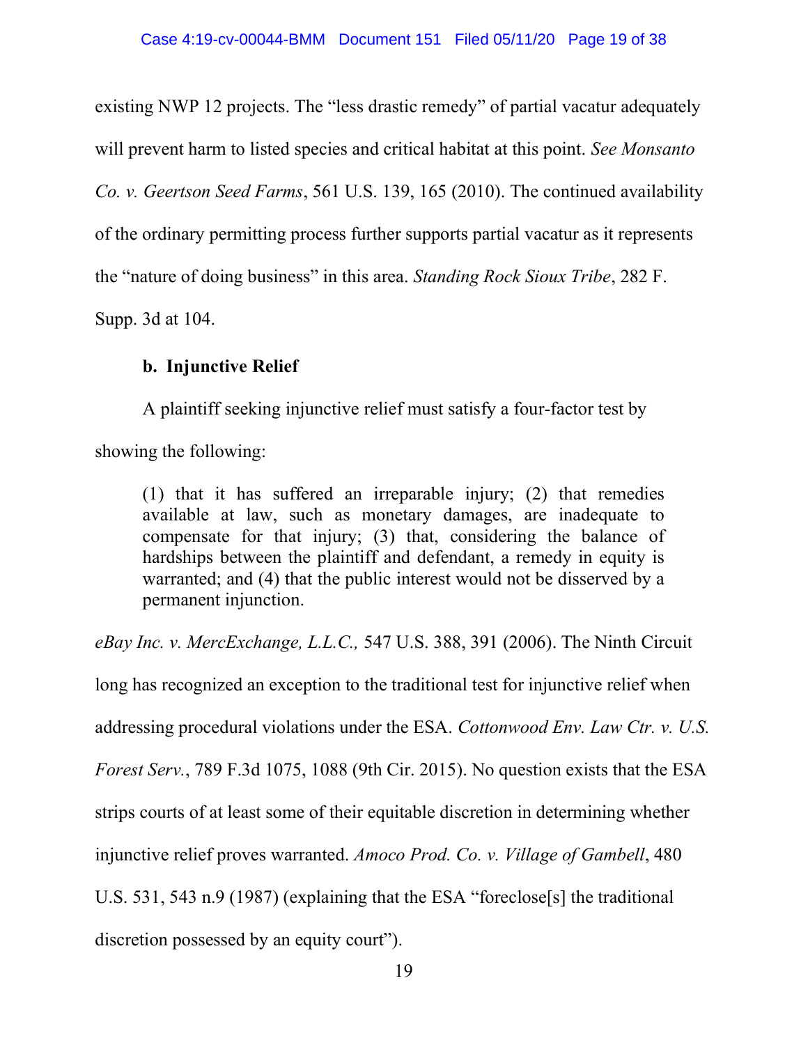existing NWP 12 projects. The "less drastic remedy" of partial vacatur adequately will prevent harm to listed species and critical habitat at this point. *See Monsanto Co. v. Geertson Seed Farms*, 561 U.S. 139, 165 (2010). The continued availability of the ordinary permitting process further supports partial vacatur as it represents the "nature of doing business" in this area. *Standing Rock Sioux Tribe*, 282 F. Supp. 3d at 104.

**b. Injunctive Relief**

A plaintiff seeking injunctive relief must satisfy a four-factor test by showing the following:

> (1) that it has suffered an irreparable injury; (2) that remedies available at law, such as monetary damages, are inadequate to compensate for that injury; (3) that, considering the balance of hardships between the plaintiff and defendant, a remedy in equity is warranted; and (4) that the public interest would not be disserved by a permanent injunction.

*eBay Inc. v. MercExchange, L.L.C.,* 547 U.S. 388, 391 (2006). The Ninth Circuit long has recognized an exception to the traditional test for injunctive relief when addressing procedural violations under the ESA. *Cottonwood Env. Law Ctr. v. U.S. Forest Serv.*, 789 F.3d 1075, 1088 (9th Cir. 2015). No question exists that the ESA strips courts of at least some of their equitable discretion in determining whether injunctive relief proves warranted. *Amoco Prod. Co. v. Village of Gambell*, 480 U.S. 531, 543 n.9 (1987) (explaining that the ESA "foreclose[s] the traditional discretion possessed by an equity court").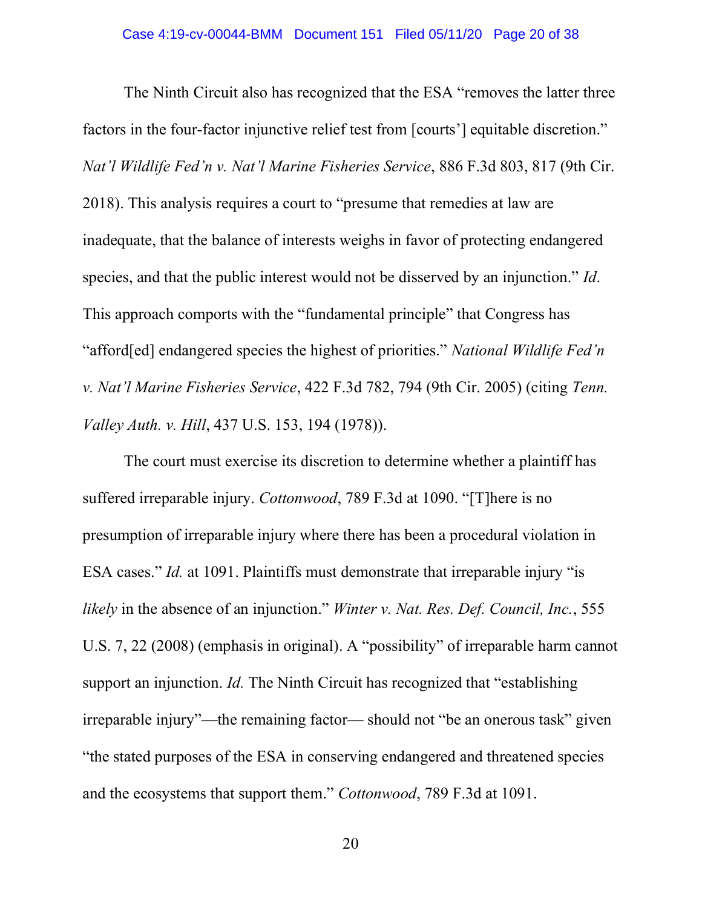The Ninth Circuit also has recognized that the ESA "removes the latter three factors in the four-factor injunctive relief test from [courts'] equitable discretion." *Nat'l Wildlife Fed'n v. Nat'l Marine Fisheries Service*, 886 F.3d 803, 817 (9th Cir. 2018). This analysis requires a court to "presume that remedies at law are inadequate, that the balance of interests weighs in favor of protecting endangered species, and that the public interest would not be disserved by an injunction." *Id*. This approach comports with the "fundamental principle" that Congress has "afford[ed] endangered species the highest of priorities." *National Wildlife Fed'n v. Nat'l Marine Fisheries Service*, 422 F.3d 782, 794 (9th Cir. 2005) (citing *Tenn. Valley Auth. v. Hill*, 437 U.S. 153, 194 (1978)).

The court must exercise its discretion to determine whether a plaintiff has suffered irreparable injury. *Cottonwood*, 789 F.3d at 1090. "[T]here is no presumption of irreparable injury where there has been a procedural violation in ESA cases." *Id.* at 1091. Plaintiffs must demonstrate that irreparable injury "is *likely* in the absence of an injunction." *Winter v. Nat. Res. Def. Council, Inc.*, 555 U.S. 7, 22 (2008) (emphasis in original). A "possibility" of irreparable harm cannot support an injunction. *Id.* The Ninth Circuit has recognized that "establishing irreparable injury"—the remaining factor— should not "be an onerous task" given "the stated purposes of the ESA in conserving endangered and threatened species and the ecosystems that support them." *Cottonwood*, 789 F.3d at 1091.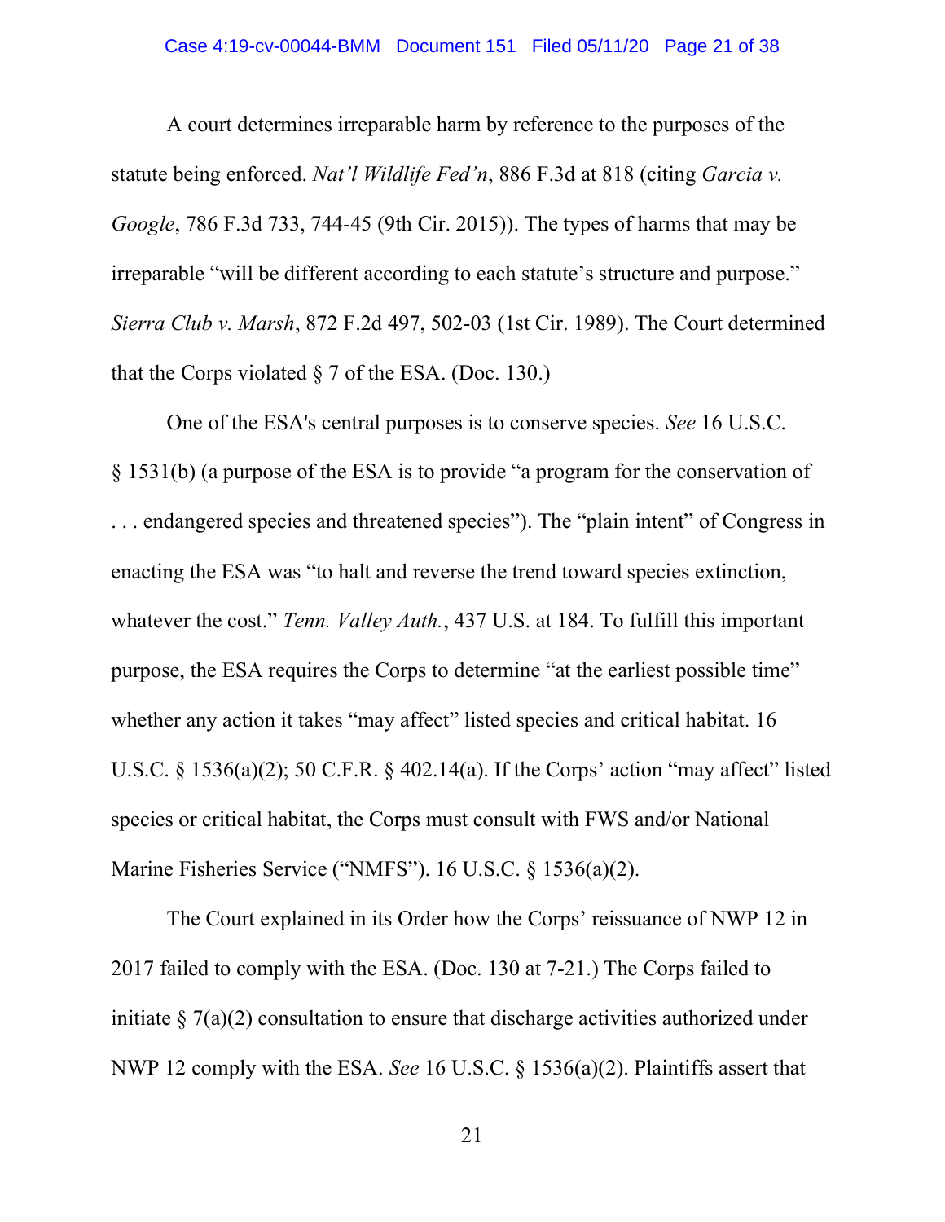A court determines irreparable harm by reference to the purposes of the statute being enforced. *Nat'l Wildlife Fed'n*, 886 F.3d at 818 (citing *Garcia v. Google*, 786 F.3d 733, 744-45 (9th Cir. 2015)). The types of harms that may be irreparable "will be different according to each statute's structure and purpose." *Sierra Club v. Marsh*, 872 F.2d 497, 502-03 (1st Cir. 1989). The Court determined that the Corps violated § 7 of the ESA. (Doc. 130.)

One of the ESA's central purposes is to conserve species. *See* 16 U.S.C. § 1531(b) (a purpose of the ESA is to provide "a program for the conservation of . . . endangered species and threatened species"). The "plain intent" of Congress in enacting the ESA was "to halt and reverse the trend toward species extinction, whatever the cost." *Tenn. Valley Auth.*, 437 U.S. at 184. To fulfill this important purpose, the ESA requires the Corps to determine "at the earliest possible time" whether any action it takes "may affect" listed species and critical habitat. 16 U.S.C. § 1536(a)(2); 50 C.F.R. § 402.14(a). If the Corps' action "may affect" listed species or critical habitat, the Corps must consult with FWS and/or National Marine Fisheries Service ("NMFS"). 16 U.S.C. § 1536(a)(2).

The Court explained in its Order how the Corps' reissuance of NWP 12 in 2017 failed to comply with the ESA. (Doc. 130 at 7-21.) The Corps failed to initiate § 7(a)(2) consultation to ensure that discharge activities authorized under NWP 12 comply with the ESA. *See* 16 U.S.C. § 1536(a)(2). Plaintiffs assert that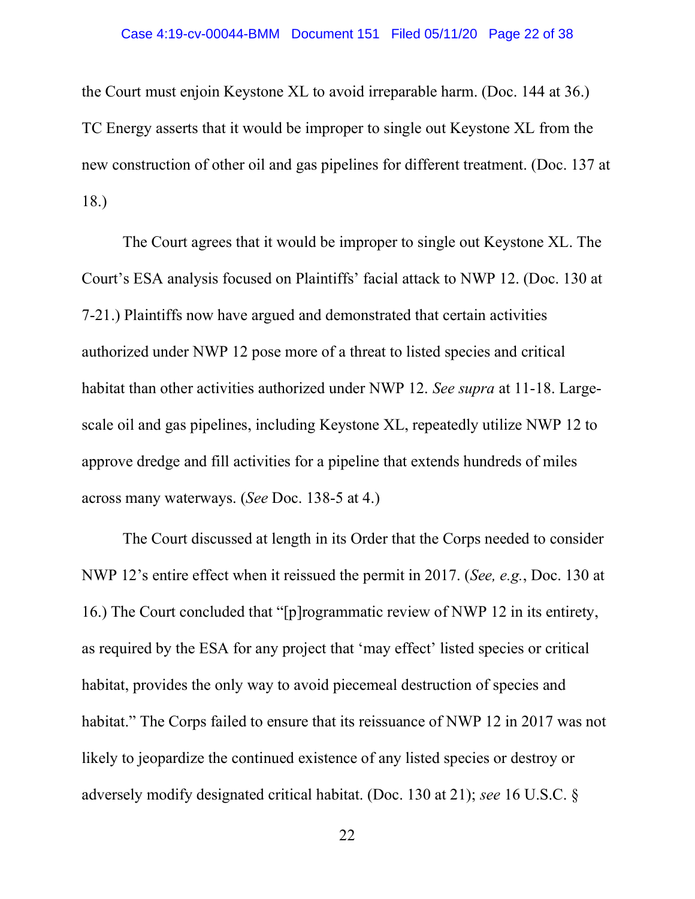the Court must enjoin Keystone XL to avoid irreparable harm. (Doc. 144 at 36.) TC Energy asserts that it would be improper to single out Keystone XL from the new construction of other oil and gas pipelines for different treatment. (Doc. 137 at 18.)

The Court agrees that it would be improper to single out Keystone XL. The Court's ESA analysis focused on Plaintiffs' facial attack to NWP 12. (Doc. 130 at 7-21.) Plaintiffs now have argued and demonstrated that certain activities authorized under NWP 12 pose more of a threat to listed species and critical habitat than other activities authorized under NWP 12. *See supra* at 11-18. Large-scale oil and gas pipelines, including Keystone XL, repeatedly utilize NWP 12 to approve dredge and fill activities for a pipeline that extends hundreds of miles across many waterways. (*See* Doc. 138-5 at 4.)

The Court discussed at length in its Order that the Corps needed to consider NWP 12's entire effect when it reissued the permit in 2017. (*See, e.g.*, Doc. 130 at 16.) The Court concluded that "[p]rogrammatic review of NWP 12 in its entirety, as required by the ESA for any project that 'may effect' listed species or critical habitat, provides the only way to avoid piecemeal destruction of species and habitat." The Corps failed to ensure that its reissuance of NWP 12 in 2017 was not likely to jeopardize the continued existence of any listed species or destroy or adversely modify designated critical habitat. (Doc. 130 at 21); *see* 16 U.S.C. §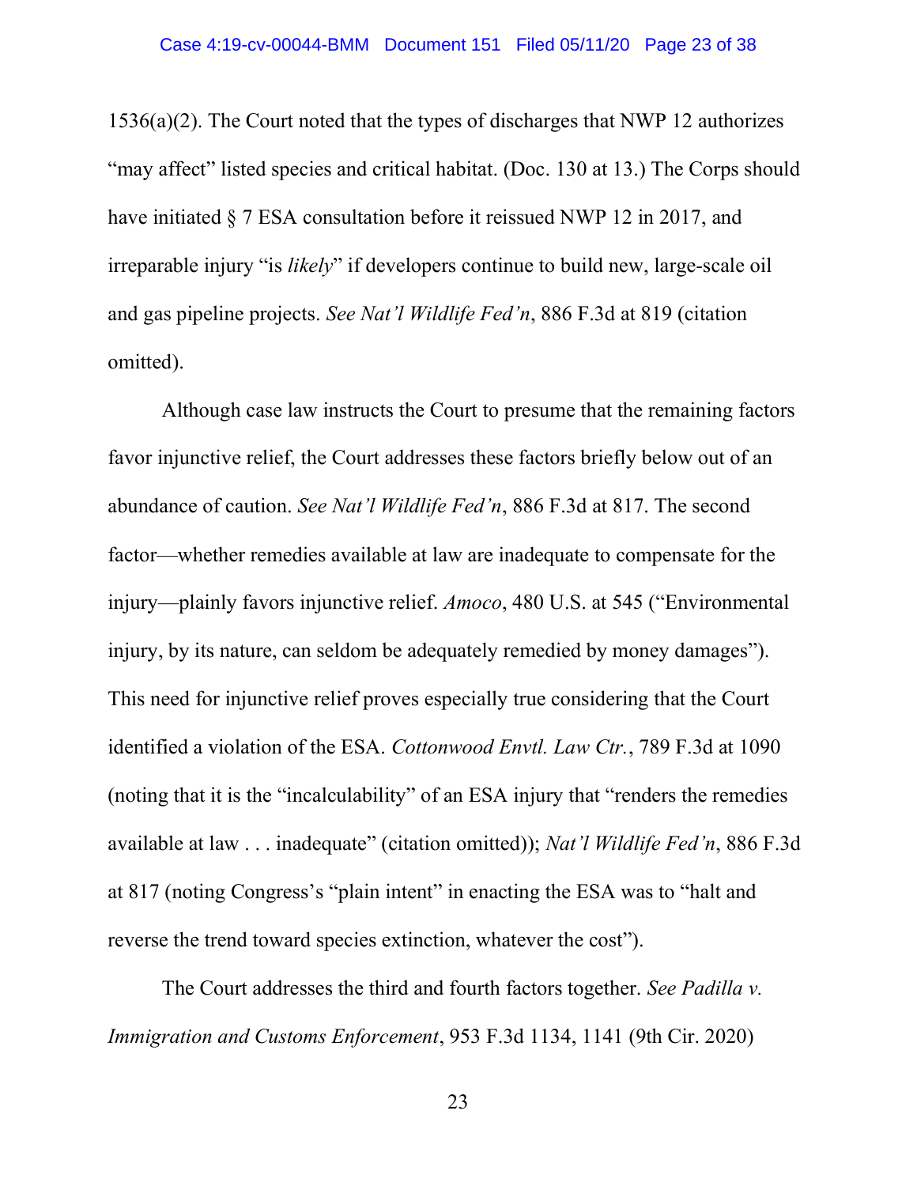1536(a)(2). The Court noted that the types of discharges that NWP 12 authorizes "may affect" listed species and critical habitat. (Doc. 130 at 13.) The Corps should have initiated § 7 ESA consultation before it reissued NWP 12 in 2017, and irreparable injury "is *likely*" if developers continue to build new, large-scale oil and gas pipeline projects. *See Nat'l Wildlife Fed'n*, 886 F.3d at 819 (citation omitted).

Although case law instructs the Court to presume that the remaining factors favor injunctive relief, the Court addresses these factors briefly below out of an abundance of caution. *See Nat'l Wildlife Fed'n*, 886 F.3d at 817. The second factor—whether remedies available at law are inadequate to compensate for the injury—plainly favors injunctive relief. *Amoco*, 480 U.S. at 545 ("Environmental injury, by its nature, can seldom be adequately remedied by money damages"). This need for injunctive relief proves especially true considering that the Court identified a violation of the ESA. *Cottonwood Envtl. Law Ctr.*, 789 F.3d at 1090 (noting that it is the "incalculability" of an ESA injury that "renders the remedies available at law . . . inadequate" (citation omitted)); *Nat'l Wildlife Fed'n*, 886 F.3d at 817 (noting Congress's "plain intent" in enacting the ESA was to "halt and reverse the trend toward species extinction, whatever the cost").

The Court addresses the third and fourth factors together. *See Padilla v. Immigration and Customs Enforcement*, 953 F.3d 1134, 1141 (9th Cir. 2020)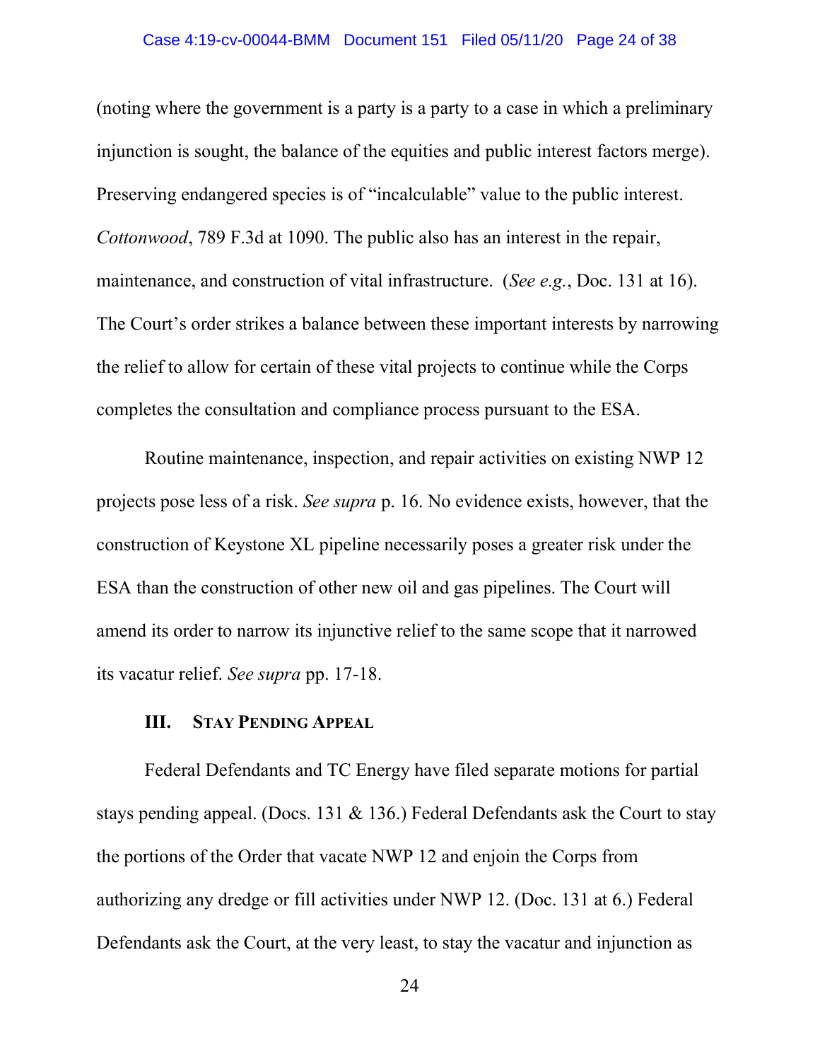(noting where the government is a party is a party to a case in which a preliminary injunction is sought, the balance of the equities and public interest factors merge). Preserving endangered species is of "incalculable" value to the public interest. *Cottonwood*, 789 F.3d at 1090. The public also has an interest in the repair, maintenance, and construction of vital infrastructure. (*See e.g.*, Doc. 131 at 16). The Court's order strikes a balance between these important interests by narrowing the relief to allow for certain of these vital projects to continue while the Corps completes the consultation and compliance process pursuant to the ESA.

Routine maintenance, inspection, and repair activities on existing NWP 12 projects pose less of a risk. *See supra* p. 16. No evidence exists, however, that the construction of Keystone XL pipeline necessarily poses a greater risk under the ESA than the construction of other new oil and gas pipelines. The Court will amend its order to narrow its injunctive relief to the same scope that it narrowed its vacatur relief. *See supra* pp. 17-18.

### III. STAY PENDING APPEAL

Federal Defendants and TC Energy have filed separate motions for partial stays pending appeal. (Docs. 131 & 136.) Federal Defendants ask the Court to stay the portions of the Order that vacate NWP 12 and enjoin the Corps from authorizing any dredge or fill activities under NWP 12. (Doc. 131 at 6.) Federal Defendants ask the Court, at the very least, to stay the vacatur and injunction as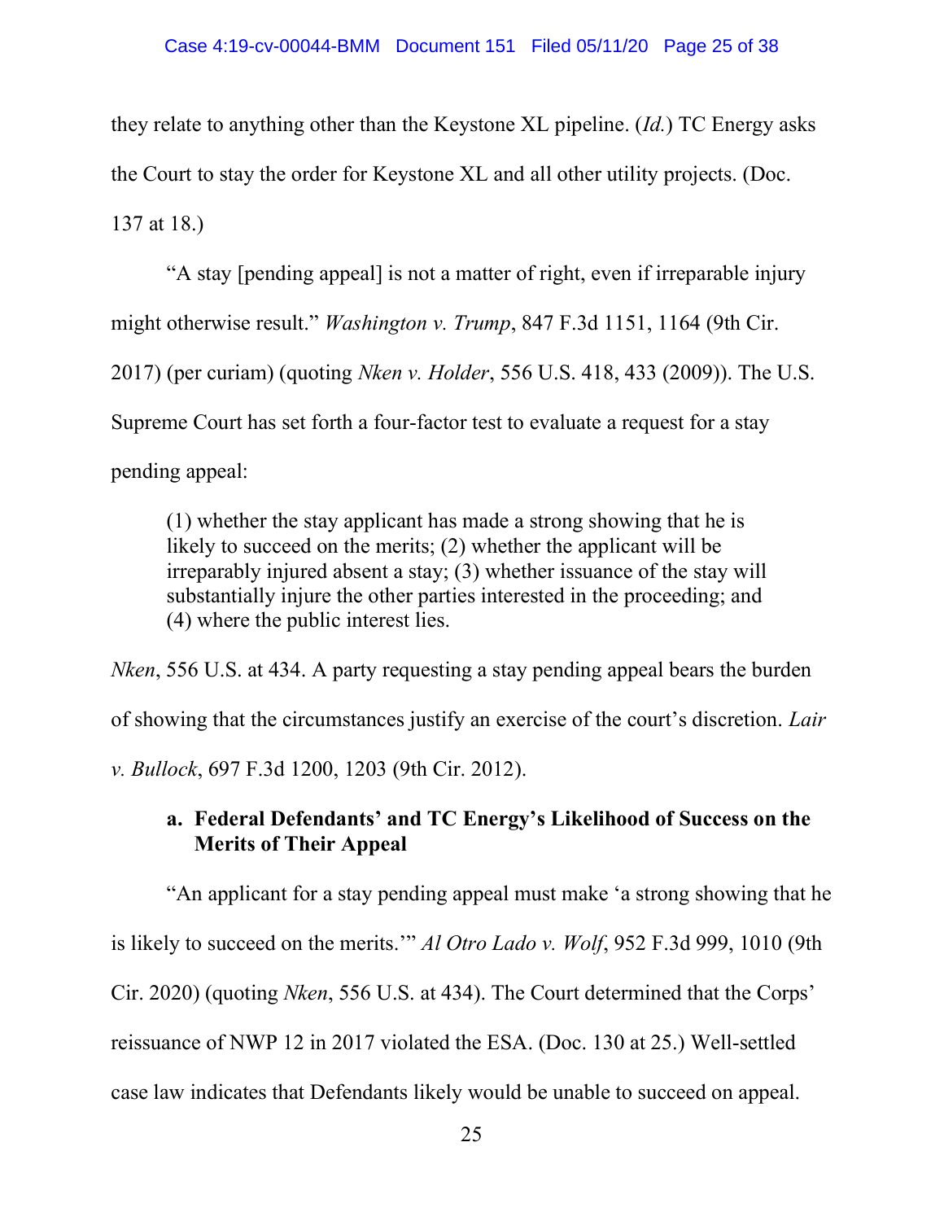they relate to anything other than the Keystone XL pipeline. (*Id.*) TC Energy asks the Court to stay the order for Keystone XL and all other utility projects. (Doc. 137 at 18.)

"A stay [pending appeal] is not a matter of right, even if irreparable injury might otherwise result." *Washington v. Trump*, 847 F.3d 1151, 1164 (9th Cir. 2017) (per curiam) (quoting *Nken v. Holder*, 556 U.S. 418, 433 (2009)). The U.S. Supreme Court has set forth a four-factor test to evaluate a request for a stay pending appeal:

> (1) whether the stay applicant has made a strong showing that he is likely to succeed on the merits; (2) whether the applicant will be irreparably injured absent a stay; (3) whether issuance of the stay will substantially injure the other parties interested in the proceeding; and (4) where the public interest lies.

*Nken*, 556 U.S. at 434. A party requesting a stay pending appeal bears the burden of showing that the circumstances justify an exercise of the court's discretion. *Lair v. Bullock*, 697 F.3d 1200, 1203 (9th Cir. 2012).

#### a. Federal Defendants' and TC Energy's Likelihood of Success on the Merits of Their Appeal

"An applicant for a stay pending appeal must make 'a strong showing that he is likely to succeed on the merits.'" *Al Otro Lado v. Wolf*, 952 F.3d 999, 1010 (9th Cir. 2020) (quoting *Nken*, 556 U.S. at 434). The Court determined that the Corps' reissuance of NWP 12 in 2017 violated the ESA. (Doc. 130 at 25.) Well-settled case law indicates that Defendants likely would be unable to succeed on appeal.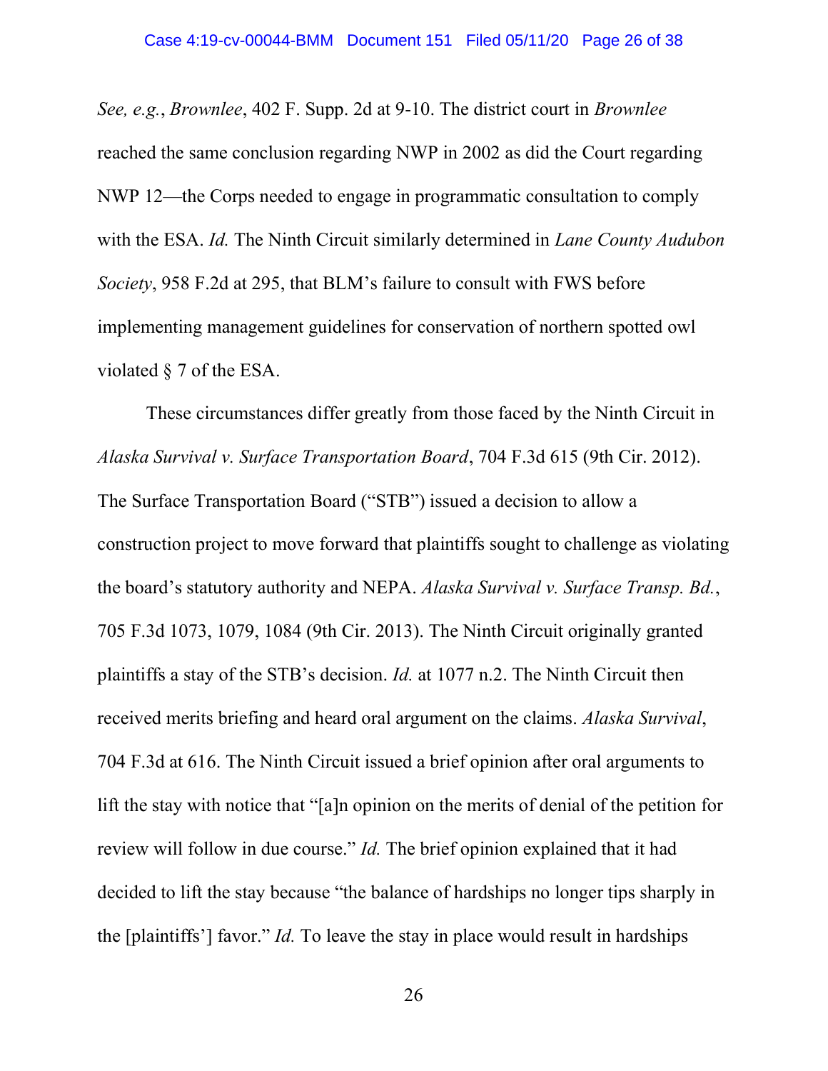*See, e.g.*, *Brownlee*, 402 F. Supp. 2d at 9-10. The district court in *Brownlee* reached the same conclusion regarding NWP in 2002 as did the Court regarding NWP 12—the Corps needed to engage in programmatic consultation to comply with the ESA. *Id.* The Ninth Circuit similarly determined in *Lane County Audubon Society*, 958 F.2d at 295, that BLM's failure to consult with FWS before implementing management guidelines for conservation of northern spotted owl violated § 7 of the ESA.

These circumstances differ greatly from those faced by the Ninth Circuit in *Alaska Survival v. Surface Transportation Board*, 704 F.3d 615 (9th Cir. 2012). The Surface Transportation Board ("STB") issued a decision to allow a construction project to move forward that plaintiffs sought to challenge as violating the board's statutory authority and NEPA. *Alaska Survival v. Surface Transp. Bd.*, 705 F.3d 1073, 1079, 1084 (9th Cir. 2013). The Ninth Circuit originally granted plaintiffs a stay of the STB's decision. *Id.* at 1077 n.2. The Ninth Circuit then received merits briefing and heard oral argument on the claims. *Alaska Survival*, 704 F.3d at 616. The Ninth Circuit issued a brief opinion after oral arguments to lift the stay with notice that "[a]n opinion on the merits of denial of the petition for review will follow in due course." *Id.* The brief opinion explained that it had decided to lift the stay because "the balance of hardships no longer tips sharply in the [plaintiffs'] favor." *Id.* To leave the stay in place would result in hardships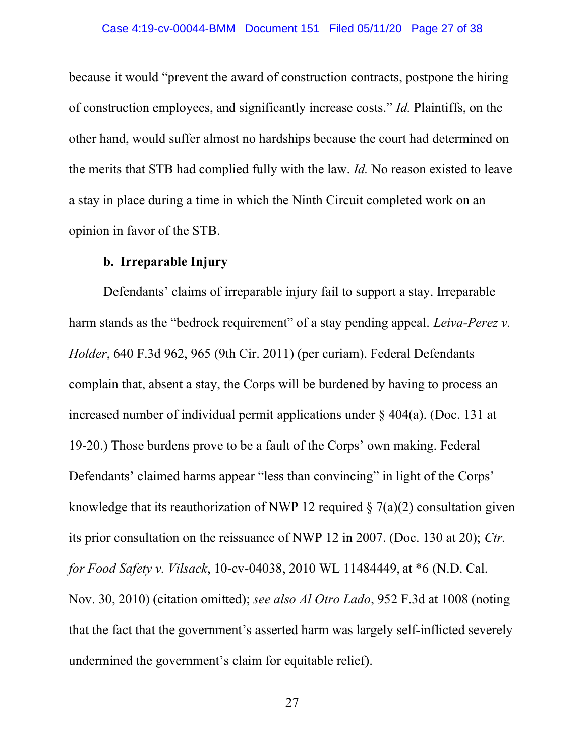because it would "prevent the award of construction contracts, postpone the hiring of construction employees, and significantly increase costs." *Id.* Plaintiffs, on the other hand, would suffer almost no hardships because the court had determined on the merits that STB had complied fully with the law. *Id.* No reason existed to leave a stay in place during a time in which the Ninth Circuit completed work on an opinion in favor of the STB.

**b. Irreparable Injury**

Defendants' claims of irreparable injury fail to support a stay. Irreparable harm stands as the "bedrock requirement" of a stay pending appeal. *Leiva-Perez v. Holder*, 640 F.3d 962, 965 (9th Cir. 2011) (per curiam). Federal Defendants complain that, absent a stay, the Corps will be burdened by having to process an increased number of individual permit applications under § 404(a). (Doc. 131 at 19-20.) Those burdens prove to be a fault of the Corps' own making. Federal Defendants' claimed harms appear "less than convincing" in light of the Corps' knowledge that its reauthorization of NWP 12 required § 7(a)(2) consultation given its prior consultation on the reissuance of NWP 12 in 2007. (Doc. 130 at 20); *Ctr. for Food Safety v. Vilsack*, 10-cv-04038, 2010 WL 11484449, at *6 (N.D. Cal. Nov. 30, 2010) (citation omitted); *see also Al Otro Lado*, 952 F.3d at 1008 (noting that the fact that the government's asserted harm was largely self-inflicted severely undermined the government's claim for equitable relief).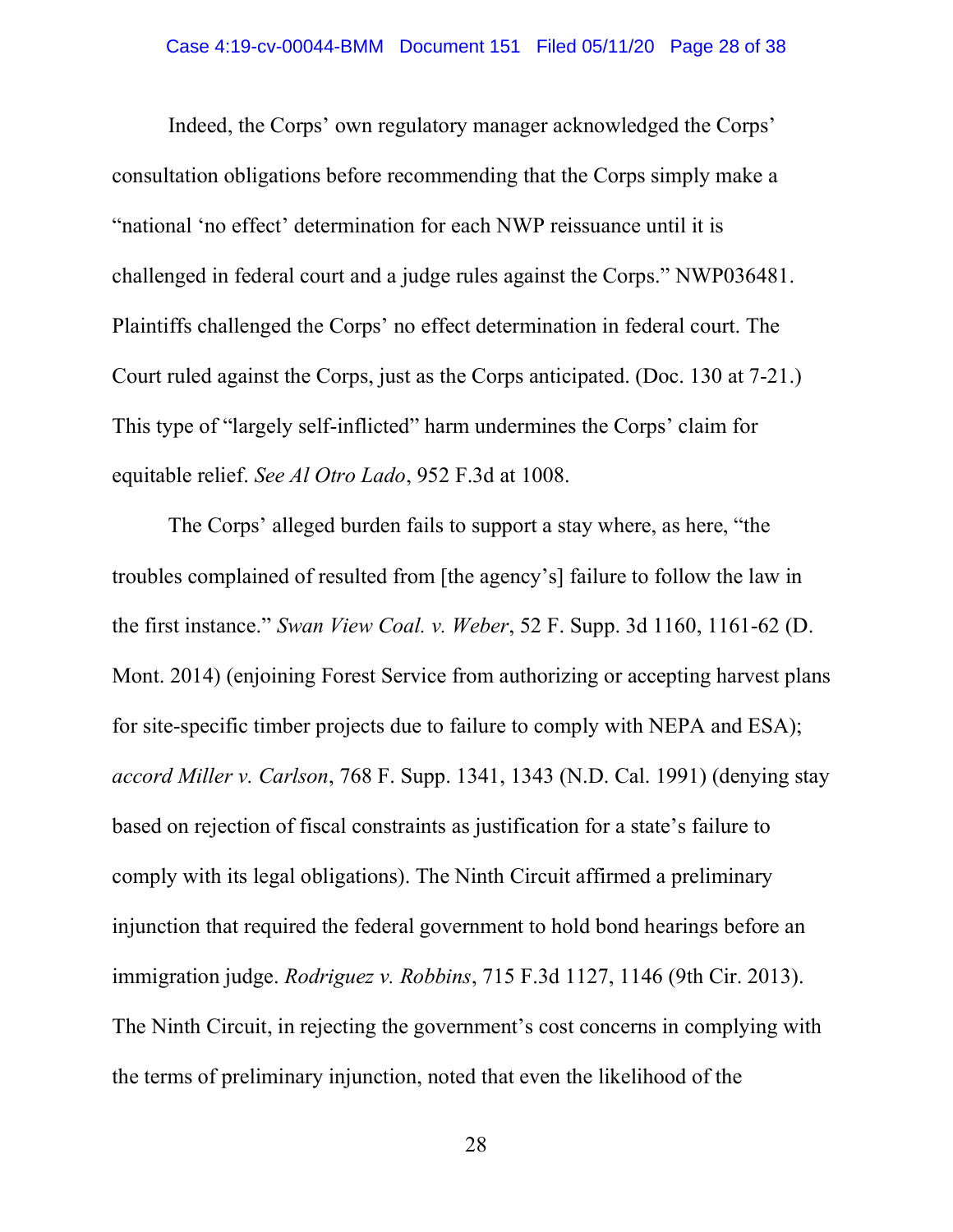Indeed, the Corps' own regulatory manager acknowledged the Corps' consultation obligations before recommending that the Corps simply make a "national 'no effect' determination for each NWP reissuance until it is challenged in federal court and a judge rules against the Corps." NWP036481. Plaintiffs challenged the Corps' no effect determination in federal court. The Court ruled against the Corps, just as the Corps anticipated. (Doc. 130 at 7-21.) This type of "largely self-inflicted" harm undermines the Corps' claim for equitable relief. *See Al Otro Lado*, 952 F.3d at 1008.

The Corps' alleged burden fails to support a stay where, as here, "the troubles complained of resulted from [the agency's] failure to follow the law in the first instance." *Swan View Coal. v. Weber*, 52 F. Supp. 3d 1160, 1161-62 (D. Mont. 2014) (enjoining Forest Service from authorizing or accepting harvest plans for site-specific timber projects due to failure to comply with NEPA and ESA); *accord Miller v. Carlson*, 768 F. Supp. 1341, 1343 (N.D. Cal. 1991) (denying stay based on rejection of fiscal constraints as justification for a state's failure to comply with its legal obligations). The Ninth Circuit affirmed a preliminary injunction that required the federal government to hold bond hearings before an immigration judge. *Rodriguez v. Robbins*, 715 F.3d 1127, 1146 (9th Cir. 2013). The Ninth Circuit, in rejecting the government's cost concerns in complying with the terms of preliminary injunction, noted that even the likelihood of the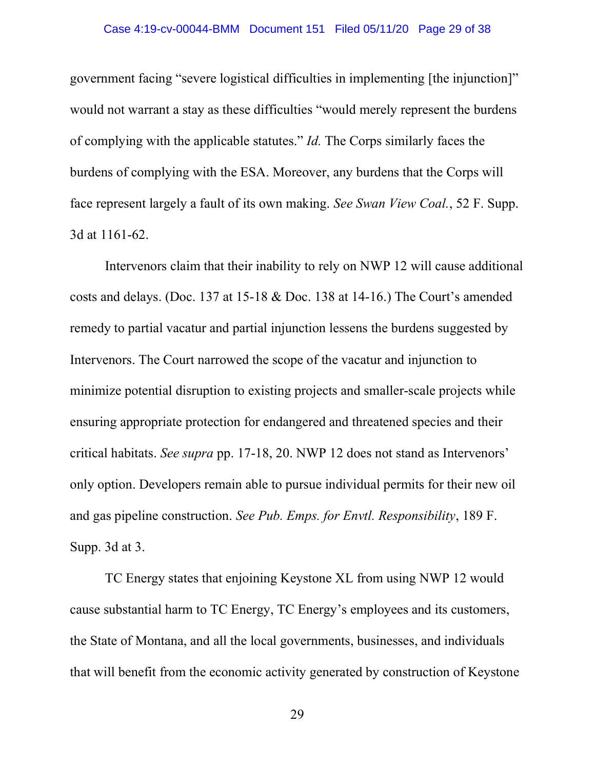government facing "severe logistical difficulties in implementing [the injunction]" would not warrant a stay as these difficulties "would merely represent the burdens of complying with the applicable statutes." *Id.* The Corps similarly faces the burdens of complying with the ESA. Moreover, any burdens that the Corps will face represent largely a fault of its own making. *See Swan View Coal.*, 52 F. Supp. 3d at 1161-62.

Intervenors claim that their inability to rely on NWP 12 will cause additional costs and delays. (Doc. 137 at 15-18 & Doc. 138 at 14-16.) The Court's amended remedy to partial vacatur and partial injunction lessens the burdens suggested by Intervenors. The Court narrowed the scope of the vacatur and injunction to minimize potential disruption to existing projects and smaller-scale projects while ensuring appropriate protection for endangered and threatened species and their critical habitats. *See supra* pp. 17-18, 20. NWP 12 does not stand as Intervenors' only option. Developers remain able to pursue individual permits for their new oil and gas pipeline construction. *See Pub. Emps. for Envtl. Responsibility*, 189 F. Supp. 3d at 3.

TC Energy states that enjoining Keystone XL from using NWP 12 would cause substantial harm to TC Energy, TC Energy's employees and its customers, the State of Montana, and all the local governments, businesses, and individuals that will benefit from the economic activity generated by construction of Keystone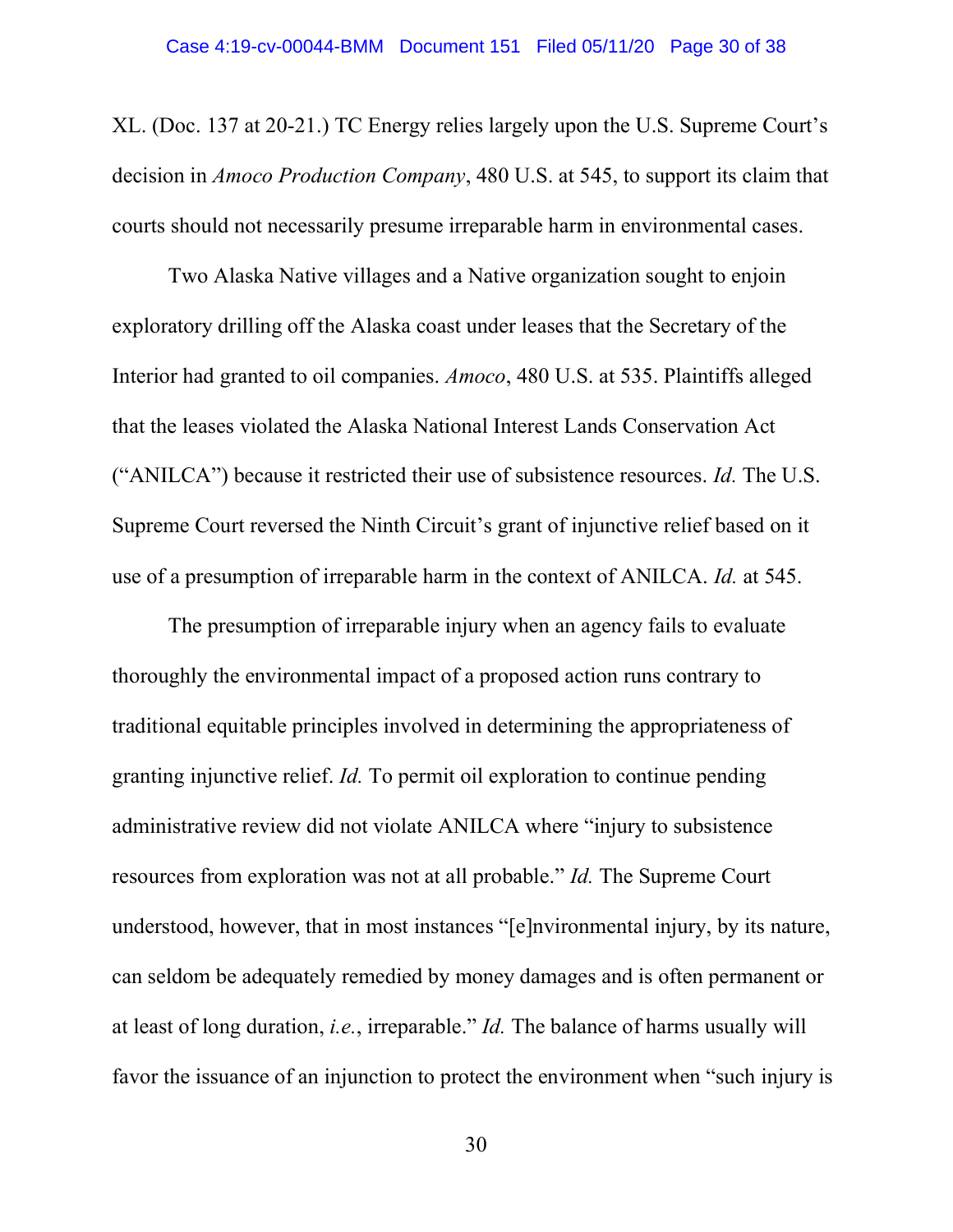XL. (Doc. 137 at 20-21.) TC Energy relies largely upon the U.S. Supreme Court's decision in *Amoco Production Company*, 480 U.S. at 545, to support its claim that courts should not necessarily presume irreparable harm in environmental cases.

Two Alaska Native villages and a Native organization sought to enjoin exploratory drilling off the Alaska coast under leases that the Secretary of the Interior had granted to oil companies. *Amoco*, 480 U.S. at 535. Plaintiffs alleged that the leases violated the Alaska National Interest Lands Conservation Act ("ANILCA") because it restricted their use of subsistence resources. *Id.* The U.S. Supreme Court reversed the Ninth Circuit's grant of injunctive relief based on it use of a presumption of irreparable harm in the context of ANILCA. *Id.* at 545.

The presumption of irreparable injury when an agency fails to evaluate thoroughly the environmental impact of a proposed action runs contrary to traditional equitable principles involved in determining the appropriateness of granting injunctive relief. *Id.* To permit oil exploration to continue pending administrative review did not violate ANILCA where "injury to subsistence resources from exploration was not at all probable." *Id.* The Supreme Court understood, however, that in most instances "[e]nvironmental injury, by its nature, can seldom be adequately remedied by money damages and is often permanent or at least of long duration, *i.e.*, irreparable." *Id.* The balance of harms usually will favor the issuance of an injunction to protect the environment when "such injury is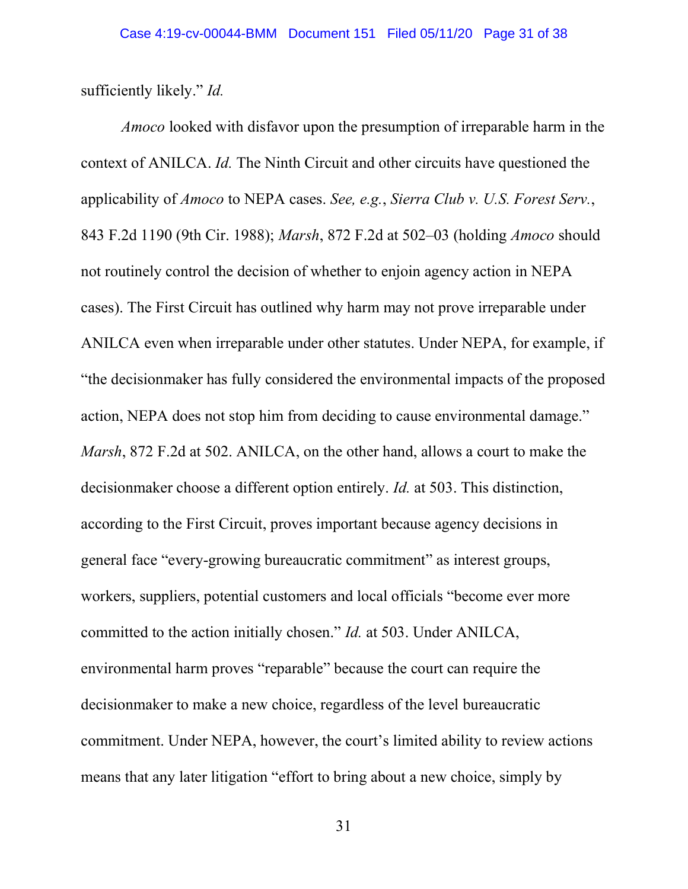sufficiently likely." *Id.*

*Amoco* looked with disfavor upon the presumption of irreparable harm in the context of ANILCA. *Id.* The Ninth Circuit and other circuits have questioned the applicability of *Amoco* to NEPA cases. *See, e.g.*, *Sierra Club v. U.S. Forest Serv.*, 843 F.2d 1190 (9th Cir. 1988); *Marsh*, 872 F.2d at 502–03 (holding *Amoco* should not routinely control the decision of whether to enjoin agency action in NEPA cases). The First Circuit has outlined why harm may not prove irreparable under ANILCA even when irreparable under other statutes. Under NEPA, for example, if "the decisionmaker has fully considered the environmental impacts of the proposed action, NEPA does not stop him from deciding to cause environmental damage." *Marsh*, 872 F.2d at 502. ANILCA, on the other hand, allows a court to make the decisionmaker choose a different option entirely. *Id.* at 503. This distinction, according to the First Circuit, proves important because agency decisions in general face "every-growing bureaucratic commitment" as interest groups, workers, suppliers, potential customers and local officials "become ever more committed to the action initially chosen." *Id.* at 503. Under ANILCA, environmental harm proves "reparable" because the court can require the decisionmaker to make a new choice, regardless of the level bureaucratic commitment. Under NEPA, however, the court's limited ability to review actions means that any later litigation "effort to bring about a new choice, simply by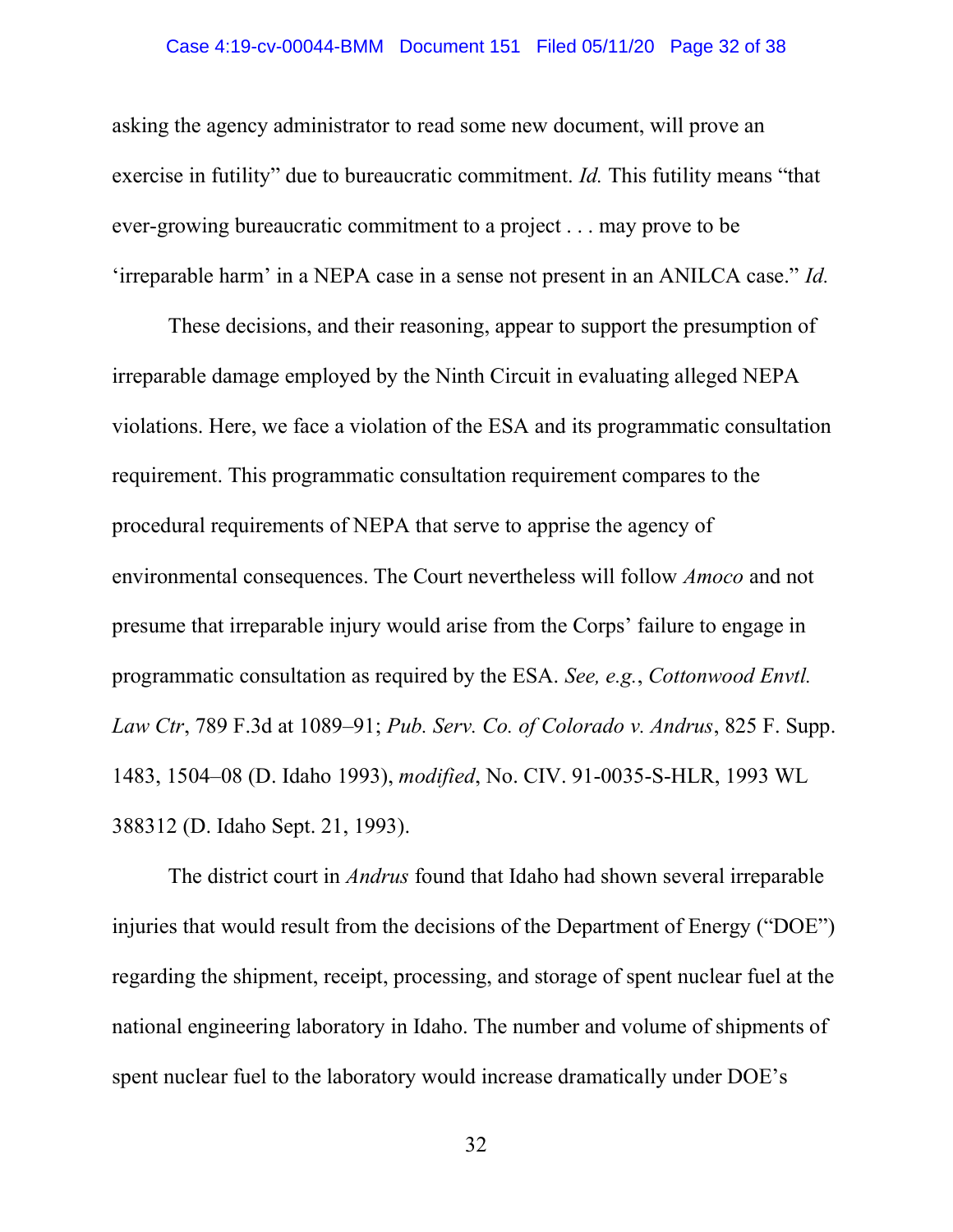asking the agency administrator to read some new document, will prove an exercise in futility" due to bureaucratic commitment. *Id.* This futility means "that ever-growing bureaucratic commitment to a project . . . may prove to be 'irreparable harm' in a NEPA case in a sense not present in an ANILCA case." *Id.*

These decisions, and their reasoning, appear to support the presumption of irreparable damage employed by the Ninth Circuit in evaluating alleged NEPA violations. Here, we face a violation of the ESA and its programmatic consultation requirement. This programmatic consultation requirement compares to the procedural requirements of NEPA that serve to apprise the agency of environmental consequences. The Court nevertheless will follow *Amoco* and not presume that irreparable injury would arise from the Corps' failure to engage in programmatic consultation as required by the ESA. *See, e.g.*, *Cottonwood Envtl. Law Ctr*, 789 F.3d at 1089–91; *Pub. Serv. Co. of Colorado v. Andrus*, 825 F. Supp. 1483, 1504–08 (D. Idaho 1993), *modified*, No. CIV. 91-0035-S-HLR, 1993 WL 388312 (D. Idaho Sept. 21, 1993).

The district court in *Andrus* found that Idaho had shown several irreparable injuries that would result from the decisions of the Department of Energy ("DOE") regarding the shipment, receipt, processing, and storage of spent nuclear fuel at the national engineering laboratory in Idaho. The number and volume of shipments of spent nuclear fuel to the laboratory would increase dramatically under DOE's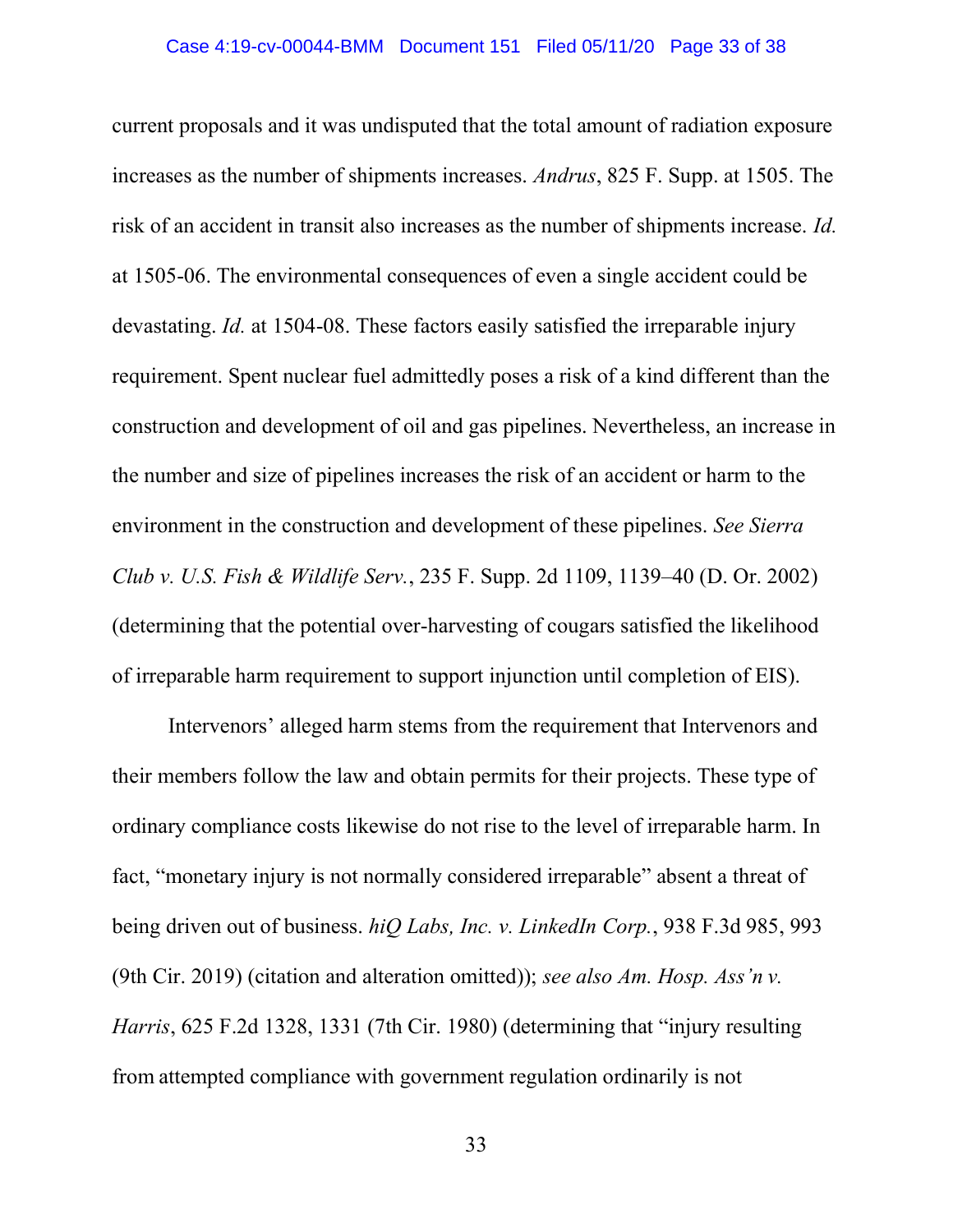current proposals and it was undisputed that the total amount of radiation exposure increases as the number of shipments increases. *Andrus*, 825 F. Supp. at 1505. The risk of an accident in transit also increases as the number of shipments increase. *Id.* at 1505-06. The environmental consequences of even a single accident could be devastating. *Id.* at 1504-08. These factors easily satisfied the irreparable injury requirement. Spent nuclear fuel admittedly poses a risk of a kind different than the construction and development of oil and gas pipelines. Nevertheless, an increase in the number and size of pipelines increases the risk of an accident or harm to the environment in the construction and development of these pipelines. *See Sierra Club v. U.S. Fish & Wildlife Serv.*, 235 F. Supp. 2d 1109, 1139–40 (D. Or. 2002) (determining that the potential over-harvesting of cougars satisfied the likelihood of irreparable harm requirement to support injunction until completion of EIS).

Intervenors' alleged harm stems from the requirement that Intervenors and their members follow the law and obtain permits for their projects. These type of ordinary compliance costs likewise do not rise to the level of irreparable harm. In fact, "monetary injury is not normally considered irreparable" absent a threat of being driven out of business. *hiQ Labs, Inc. v. LinkedIn Corp.*, 938 F.3d 985, 993 (9th Cir. 2019) (citation and alteration omitted)); *see also Am. Hosp. Ass'n v. Harris*, 625 F.2d 1328, 1331 (7th Cir. 1980) (determining that "injury resulting from attempted compliance with government regulation ordinarily is not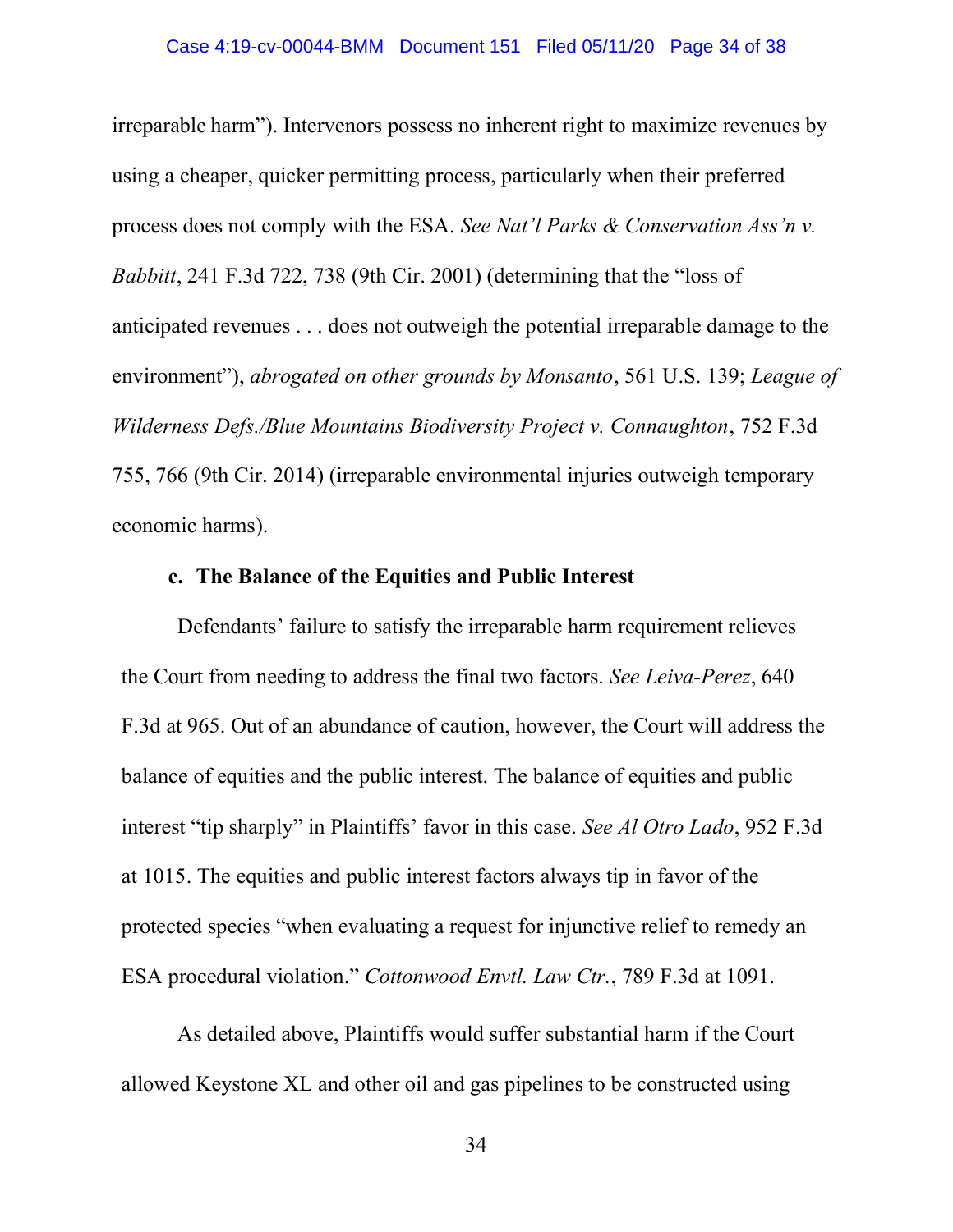irreparable harm"). Intervenors possess no inherent right to maximize revenues by using a cheaper, quicker permitting process, particularly when their preferred process does not comply with the ESA. *See Nat'l Parks & Conservation Ass'n v. Babbitt*, 241 F.3d 722, 738 (9th Cir. 2001) (determining that the "loss of anticipated revenues . . . does not outweigh the potential irreparable damage to the environment"), *abrogated on other grounds by Monsanto*, 561 U.S. 139; *League of Wilderness Defs./Blue Mountains Biodiversity Project v. Connaughton*, 752 F.3d 755, 766 (9th Cir. 2014) (irreparable environmental injuries outweigh temporary economic harms).

**c. The Balance of the Equities and Public Interest**

Defendants' failure to satisfy the irreparable harm requirement relieves the Court from needing to address the final two factors. *See Leiva-Perez*, 640 F.3d at 965. Out of an abundance of caution, however, the Court will address the balance of equities and the public interest. The balance of equities and public interest "tip sharply" in Plaintiffs' favor in this case. *See Al Otro Lado*, 952 F.3d at 1015. The equities and public interest factors always tip in favor of the protected species "when evaluating a request for injunctive relief to remedy an ESA procedural violation." *Cottonwood Envtl. Law Ctr.*, 789 F.3d at 1091.

As detailed above, Plaintiffs would suffer substantial harm if the Court allowed Keystone XL and other oil and gas pipelines to be constructed using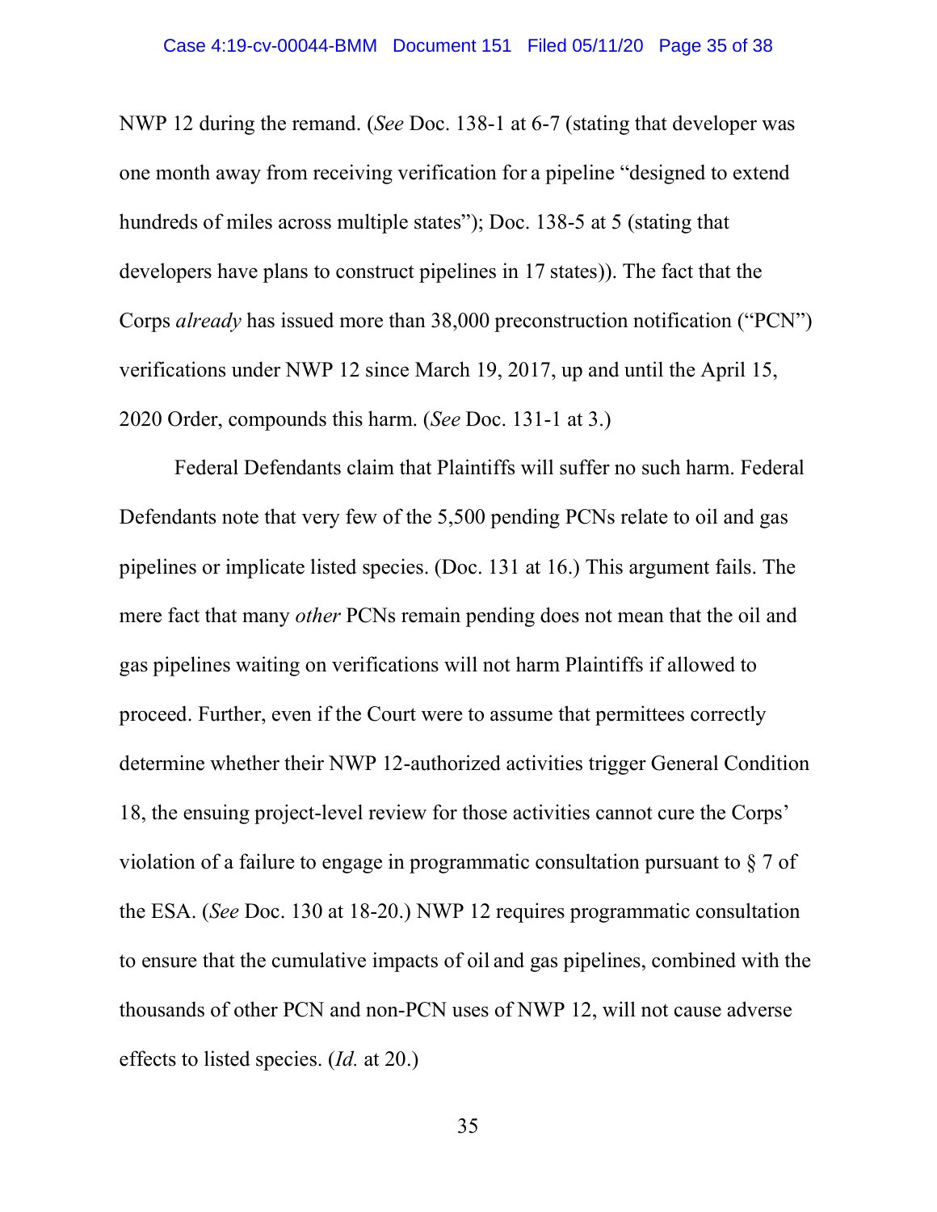NWP 12 during the remand. (*See* Doc. 138-1 at 6-7 (stating that developer was one month away from receiving verification for a pipeline "designed to extend hundreds of miles across multiple states"); Doc. 138-5 at 5 (stating that developers have plans to construct pipelines in 17 states)). The fact that the Corps *already* has issued more than 38,000 preconstruction notification ("PCN") verifications under NWP 12 since March 19, 2017, up and until the April 15, 2020 Order, compounds this harm. (*See* Doc. 131-1 at 3.)

Federal Defendants claim that Plaintiffs will suffer no such harm. Federal Defendants note that very few of the 5,500 pending PCNs relate to oil and gas pipelines or implicate listed species. (Doc. 131 at 16.) This argument fails. The mere fact that many *other* PCNs remain pending does not mean that the oil and gas pipelines waiting on verifications will not harm Plaintiffs if allowed to proceed. Further, even if the Court were to assume that permittees correctly determine whether their NWP 12-authorized activities trigger General Condition 18, the ensuing project-level review for those activities cannot cure the Corps' violation of a failure to engage in programmatic consultation pursuant to § 7 of the ESA. (*See* Doc. 130 at 18-20.) NWP 12 requires programmatic consultation to ensure that the cumulative impacts of oil and gas pipelines, combined with the thousands of other PCN and non-PCN uses of NWP 12, will not cause adverse effects to listed species. (*Id.* at 20.)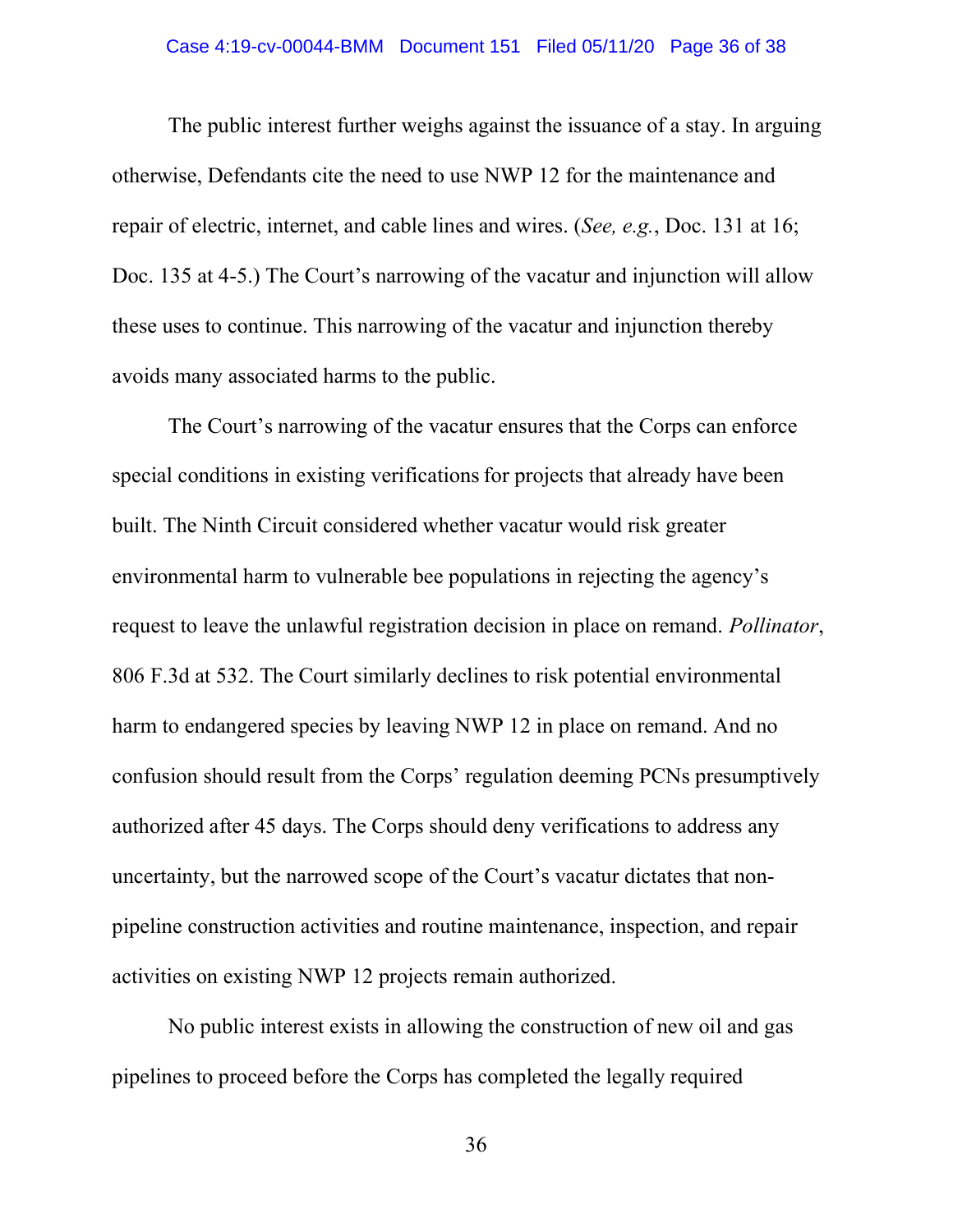The public interest further weighs against the issuance of a stay. In arguing otherwise, Defendants cite the need to use NWP 12 for the maintenance and repair of electric, internet, and cable lines and wires. (*See, e.g.*, Doc. 131 at 16; Doc. 135 at 4-5.) The Court's narrowing of the vacatur and injunction will allow these uses to continue. This narrowing of the vacatur and injunction thereby avoids many associated harms to the public.

The Court's narrowing of the vacatur ensures that the Corps can enforce special conditions in existing verifications for projects that already have been built. The Ninth Circuit considered whether vacatur would risk greater environmental harm to vulnerable bee populations in rejecting the agency's request to leave the unlawful registration decision in place on remand. *Pollinator*, 806 F.3d at 532. The Court similarly declines to risk potential environmental harm to endangered species by leaving NWP 12 in place on remand. And no confusion should result from the Corps' regulation deeming PCNs presumptively authorized after 45 days. The Corps should deny verifications to address any uncertainty, but the narrowed scope of the Court's vacatur dictates that non-pipeline construction activities and routine maintenance, inspection, and repair activities on existing NWP 12 projects remain authorized.

No public interest exists in allowing the construction of new oil and gas pipelines to proceed before the Corps has completed the legally required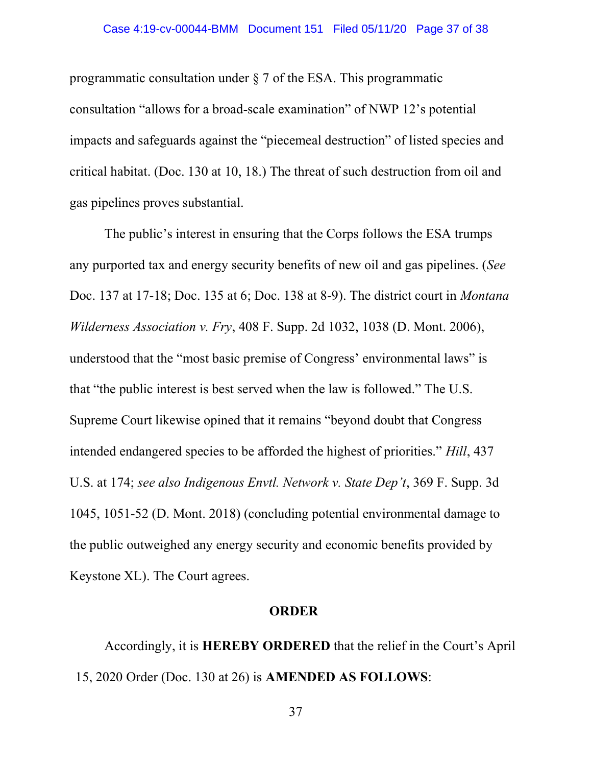programmatic consultation under § 7 of the ESA. This programmatic consultation "allows for a broad-scale examination" of NWP 12's potential impacts and safeguards against the "piecemeal destruction" of listed species and critical habitat. (Doc. 130 at 10, 18.) The threat of such destruction from oil and gas pipelines proves substantial.

The public's interest in ensuring that the Corps follows the ESA trumps any purported tax and energy security benefits of new oil and gas pipelines. (*See* Doc. 137 at 17-18; Doc. 135 at 6; Doc. 138 at 8-9). The district court in *Montana Wilderness Association v. Fry*, 408 F. Supp. 2d 1032, 1038 (D. Mont. 2006), understood that the "most basic premise of Congress' environmental laws" is that "the public interest is best served when the law is followed." The U.S. Supreme Court likewise opined that it remains "beyond doubt that Congress intended endangered species to be afforded the highest of priorities." *Hill*, 437 U.S. at 174; *see also Indigenous Envtl. Network v. State Dep't*, 369 F. Supp. 3d 1045, 1051-52 (D. Mont. 2018) (concluding potential environmental damage to the public outweighed any energy security and economic benefits provided by Keystone XL). The Court agrees.

## ORDER

Accordingly, it is **HEREBY ORDERED** that the relief in the Court's April 15, 2020 Order (Doc. 130 at 26) is **AMENDED AS FOLLOWS**: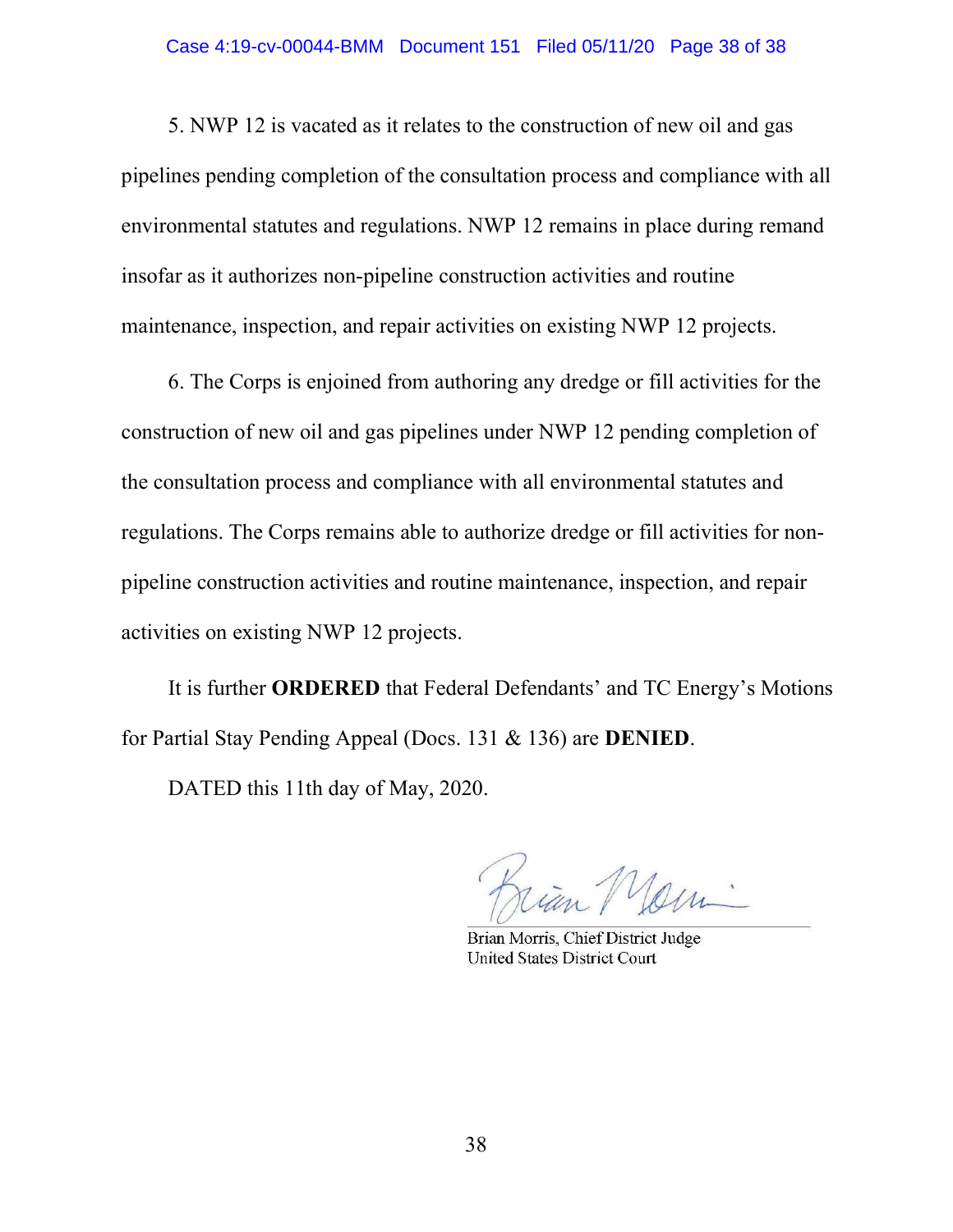5. NWP 12 is vacated as it relates to the construction of new oil and gas pipelines pending completion of the consultation process and compliance with all environmental statutes and regulations. NWP 12 remains in place during remand insofar as it authorizes non-pipeline construction activities and routine maintenance, inspection, and repair activities on existing NWP 12 projects.

6. The Corps is enjoined from authoring any dredge or fill activities for the construction of new oil and gas pipelines under NWP 12 pending completion of the consultation process and compliance with all environmental statutes and regulations. The Corps remains able to authorize dredge or fill activities for non-pipeline construction activities and routine maintenance, inspection, and repair activities on existing NWP 12 projects.

It is further **ORDERED** that Federal Defendants' and TC Energy's Motions for Partial Stay Pending Appeal (Docs. 131 & 136) are **DENIED**.

DATED this 11th day of May, 2020.

Brian Morris, Chief District Judge
United States District Court